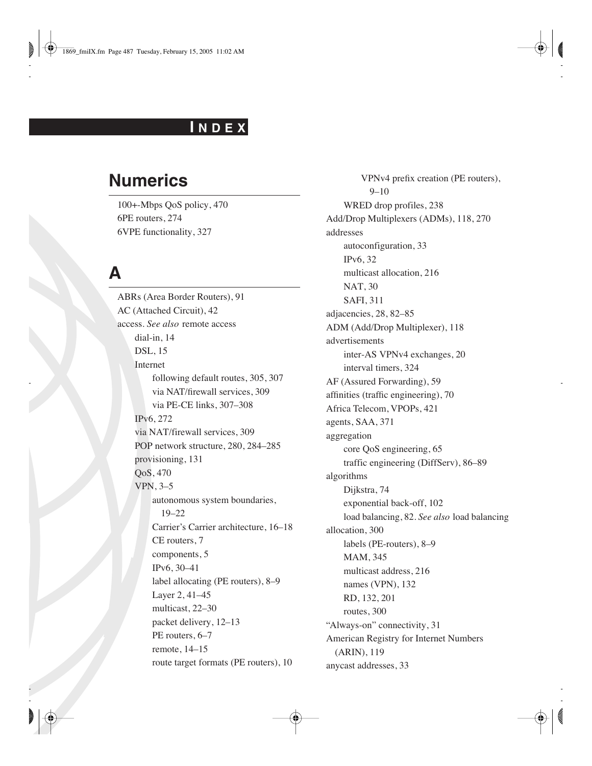# INDEX

## Numerics

100+-Mbps QoS policy, 470
6PE routers, 274
6VPE functionality, 327

## A

ABRs (Area Border Routers), 91
AC (Attached Circuit), 42
access. *See also* remote access
- dial-in, 14
- DSL, 15
- Internet
  - following default routes, 305, 307
  - via NAT/firewall services, 309
  - via PE-CE links, 307–308
- IPv6, 272
- via NAT/firewall services, 309
- POP network structure, 280, 284–285
- provisioning, 131
- QoS, 470
- VPN, 3–5
  - autonomous system boundaries, 19–22
  - Carrier's Carrier architecture, 16–18
  - CE routers, 7
  - components, 5
  - IPv6, 30–41
  - label allocating (PE routers), 8–9
  - Layer 2, 41–45
  - multicast, 22–30
  - packet delivery, 12–13
  - PE routers, 6–7
  - remote, 14–15
  - route target formats (PE routers), 10
  - VPNv4 prefix creation (PE routers), 9–10
- WRED drop profiles, 238

Add/Drop Multiplexers (ADMs), 118, 270
addresses
- autoconfiguration, 33
- IPv6, 32
- multicast allocation, 216
- NAT, 30
- SAFI, 311

adjacencies, 28, 82–85
ADM (Add/Drop Multiplexer), 118
advertisements
- inter-AS VPNv4 exchanges, 20
- interval timers, 324

AF (Assured Forwarding), 59
affinities (traffic engineering), 70
Africa Telecom, VPOPs, 421
agents, SAA, 371
aggregation
- core QoS engineering, 65
- traffic engineering (DiffServ), 86–89

algorithms
- Dijkstra, 74
- exponential back-off, 102
- load balancing, 82. *See also* load balancing

allocation, 300
- labels (PE-routers), 8–9
- MAM, 345
- multicast address, 216
- names (VPN), 132
- RD, 132, 201
- routes, 300

"Always-on" connectivity, 31
American Registry for Internet Numbers (ARIN), 119
anycast addresses, 33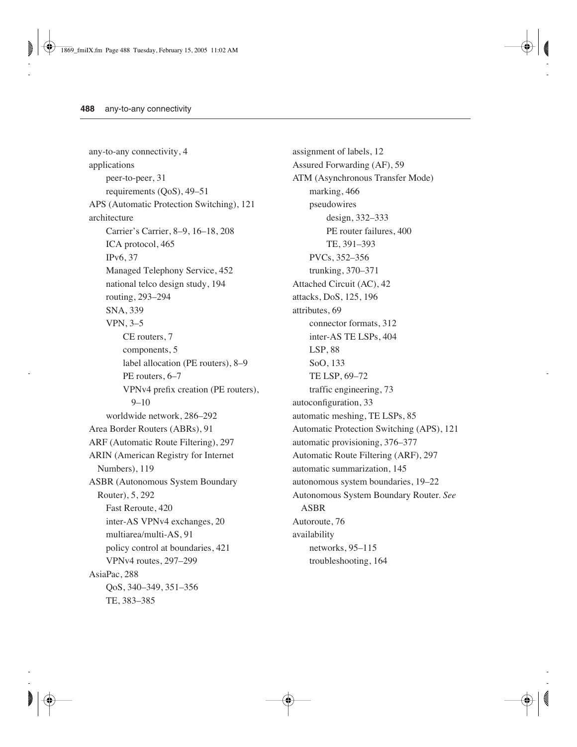any-to-any connectivity, 4
applications
- peer-to-peer, 31
- requirements (QoS), 49–51

APS (Automatic Protection Switching), 121
architecture
- Carrier's Carrier, 8–9, 16–18, 208
- ICA protocol, 465
- IPv6, 37
- Managed Telephony Service, 452
- national telco design study, 194
- routing, 293–294
- SNA, 339
- VPN, 3–5
  - CE routers, 7
  - components, 5
  - label allocation (PE routers), 8–9
  - PE routers, 6–7
  - VPNv4 prefix creation (PE routers), 9–10
- worldwide network, 286–292

Area Border Routers (ABRs), 91
ARF (Automatic Route Filtering), 297
ARIN (American Registry for Internet Numbers), 119
ASBR (Autonomous System Boundary Router), 5, 292
- Fast Reroute, 420
- inter-AS VPNv4 exchanges, 20
- multiarea/multi-AS, 91
- policy control at boundaries, 421
- VPNv4 routes, 297–299

AsiaPac, 288
- QoS, 340–349, 351–356
- TE, 383–385

assignment of labels, 12
Assured Forwarding (AF), 59
ATM (Asynchronous Transfer Mode)
- marking, 466
- pseudowires
  - design, 332–333
  - PE router failures, 400
  - TE, 391–393
- PVCs, 352–356
- trunking, 370–371

Attached Circuit (AC), 42
attacks, DoS, 125, 196
attributes, 69
- connector formats, 312
- inter-AS TE LSPs, 404
- LSP, 88
- SoO, 133
- TE LSP, 69–72
- traffic engineering, 73

autoconfiguration, 33
automatic meshing, TE LSPs, 85
Automatic Protection Switching (APS), 121
automatic provisioning, 376–377
Automatic Route Filtering (ARF), 297
automatic summarization, 145
autonomous system boundaries, 19–22
Autonomous System Boundary Router. *See* ASBR
Autoroute, 76
availability
- networks, 95–115
- troubleshooting, 164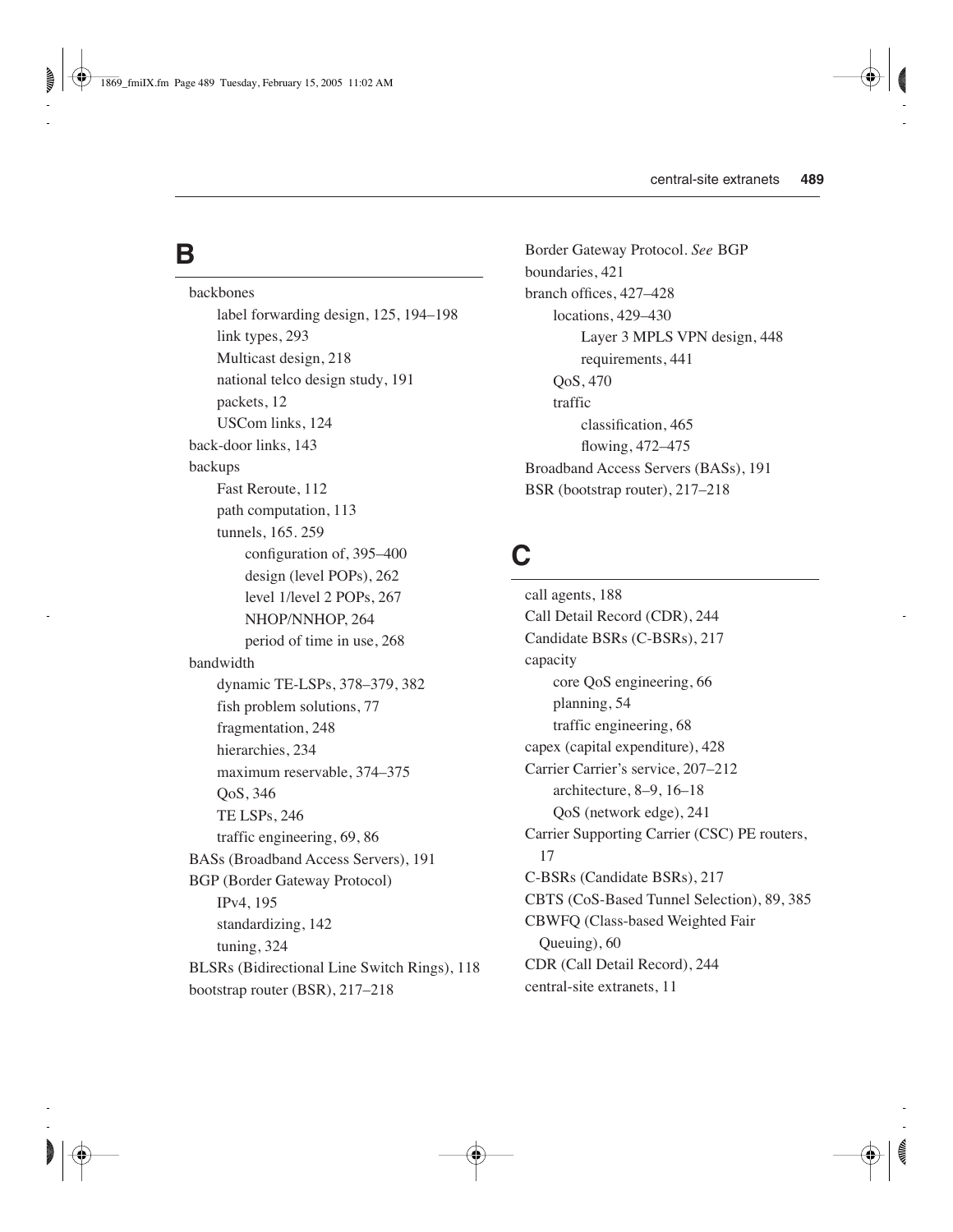## B

- backbones
  - label forwarding design, 125, 194–198
  - link types, 293
  - Multicast design, 218
  - national telco design study, 191
  - packets, 12
  - USCom links, 124
- back-door links, 143
- backups
  - Fast Reroute, 112
  - path computation, 113
  - tunnels, 165. 259
    - configuration of, 395–400
    - design (level POPs), 262
    - level 1/level 2 POPs, 267
    - NHOP/NNHOP, 264
    - period of time in use, 268
- bandwidth
  - dynamic TE-LSPs, 378–379, 382
  - fish problem solutions, 77
  - fragmentation, 248
  - hierarchies, 234
  - maximum reservable, 374–375
  - QoS, 346
  - TE LSPs, 246
  - traffic engineering, 69, 86
- BASs (Broadband Access Servers), 191
- BGP (Border Gateway Protocol)
  - IPv4, 195
  - standardizing, 142
  - tuning, 324
- BLSRs (Bidirectional Line Switch Rings), 118
- bootstrap router (BSR), 217–218
- Border Gateway Protocol. *See* BGP
- boundaries, 421
- branch offices, 427–428
  - locations, 429–430
    - Layer 3 MPLS VPN design, 448
    - requirements, 441
  - QoS, 470
  - traffic
    - classification, 465
    - flowing, 472–475
- Broadband Access Servers (BASs), 191
- BSR (bootstrap router), 217–218

## C

- call agents, 188
- Call Detail Record (CDR), 244
- Candidate BSRs (C-BSRs), 217
- capacity
  - core QoS engineering, 66
  - planning, 54
  - traffic engineering, 68
- capex (capital expenditure), 428
- Carrier Carrier's service, 207–212
  - architecture, 8–9, 16–18
  - QoS (network edge), 241
- Carrier Supporting Carrier (CSC) PE routers, 17
- C-BSRs (Candidate BSRs), 217
- CBTS (CoS-Based Tunnel Selection), 89, 385
- CBWFQ (Class-based Weighted Fair Queuing), 60
- CDR (Call Detail Record), 244
- central-site extranets, 11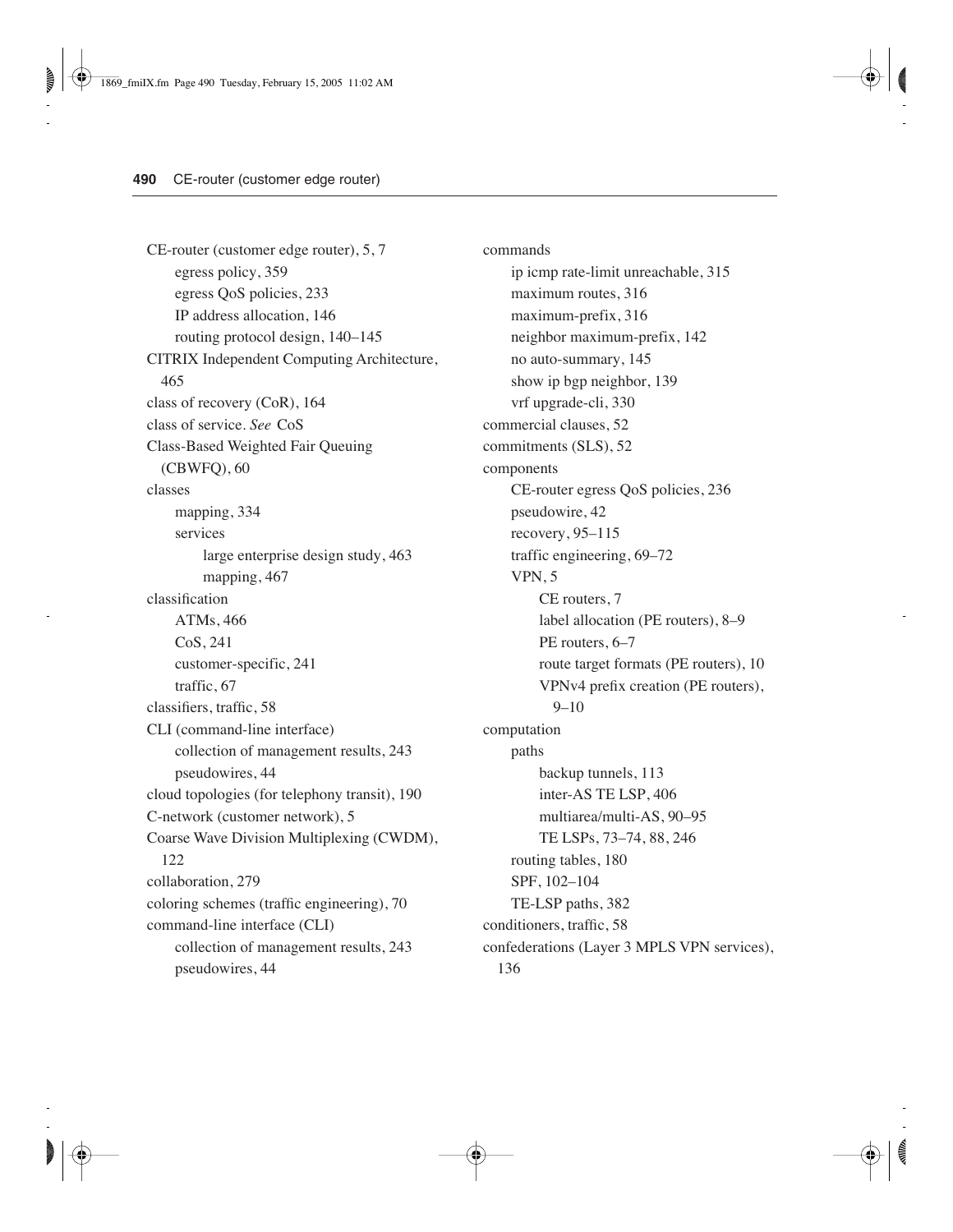CE-router (customer edge router), 5, 7
- egress policy, 359
- egress QoS policies, 233
- IP address allocation, 146
- routing protocol design, 140–145

CITRIX Independent Computing Architecture, 465

class of recovery (CoR), 164

class of service. *See* CoS

Class-Based Weighted Fair Queuing (CBWFQ), 60

classes
- mapping, 334
- services
  - large enterprise design study, 463
  - mapping, 467

classification
- ATMs, 466
- CoS, 241
- customer-specific, 241
- traffic, 67

classifiers, traffic, 58

CLI (command-line interface)
- collection of management results, 243
- pseudowires, 44

cloud topologies (for telephony transit), 190

C-network (customer network), 5

Coarse Wave Division Multiplexing (CWDM), 122

collaboration, 279

coloring schemes (traffic engineering), 70

command-line interface (CLI)
- collection of management results, 243
- pseudowires, 44

commands
- ip icmp rate-limit unreachable, 315
- maximum routes, 316
- maximum-prefix, 316
- neighbor maximum-prefix, 142
- no auto-summary, 145
- show ip bgp neighbor, 139
- vrf upgrade-cli, 330

commercial clauses, 52

commitments (SLS), 52

components
- CE-router egress QoS policies, 236
- pseudowire, 42
- recovery, 95–115
- traffic engineering, 69–72
- VPN, 5
  - CE routers, 7
  - label allocation (PE routers), 8–9
  - PE routers, 6–7
  - route target formats (PE routers), 10
  - VPNv4 prefix creation (PE routers), 9–10

computation
- paths
  - backup tunnels, 113
  - inter-AS TE LSP, 406
  - multiarea/multi-AS, 90–95
  - TE LSPs, 73–74, 88, 246
- routing tables, 180
- SPF, 102–104
- TE-LSP paths, 382

conditioners, traffic, 58

confederations (Layer 3 MPLS VPN services), 136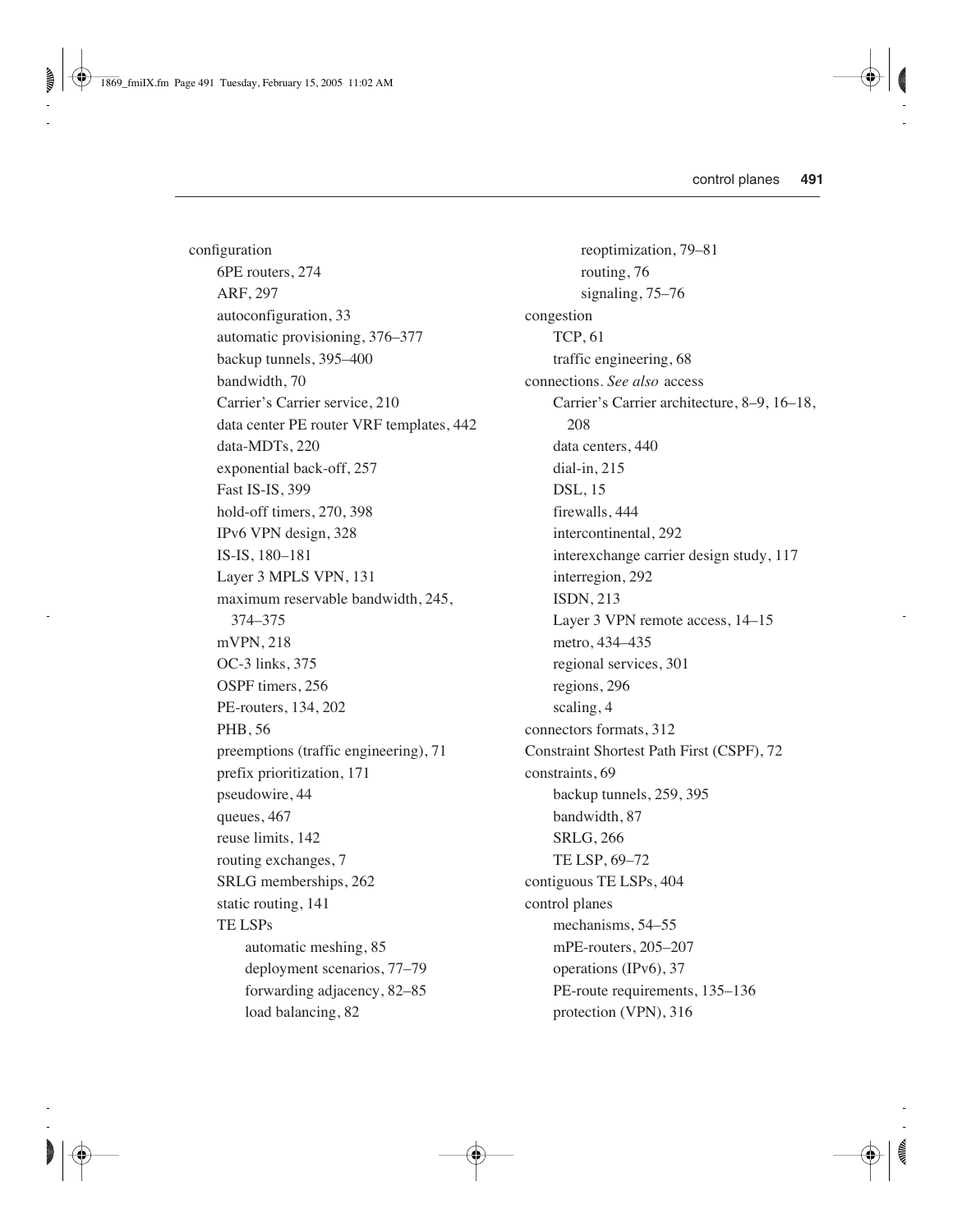configuration
- 6PE routers, 274
- ARF, 297
- autoconfiguration, 33
- automatic provisioning, 376–377
- backup tunnels, 395–400
- bandwidth, 70
- Carrier's Carrier service, 210
- data center PE router VRF templates, 442
- data-MDTs, 220
- exponential back-off, 257
- Fast IS-IS, 399
- hold-off timers, 270, 398
- IPv6 VPN design, 328
- IS-IS, 180–181
- Layer 3 MPLS VPN, 131
- maximum reservable bandwidth, 245, 374–375
- mVPN, 218
- OC-3 links, 375
- OSPF timers, 256
- PE-routers, 134, 202
- PHB, 56
- preemptions (traffic engineering), 71
- prefix prioritization, 171
- pseudowire, 44
- queues, 467
- reuse limits, 142
- routing exchanges, 7
- SRLG memberships, 262
- static routing, 141
- TE LSPs
  - automatic meshing, 85
  - deployment scenarios, 77–79
  - forwarding adjacency, 82–85
  - load balancing, 82
  - reoptimization, 79–81
  - routing, 76
  - signaling, 75–76

congestion
- TCP, 61
- traffic engineering, 68

connections. *See also* access
- Carrier's Carrier architecture, 8–9, 16–18, 208
- data centers, 440
- dial-in, 215
- DSL, 15
- firewalls, 444
- intercontinental, 292
- interexchange carrier design study, 117
- interregion, 292
- ISDN, 213
- Layer 3 VPN remote access, 14–15
- metro, 434–435
- regional services, 301
- regions, 296
- scaling, 4

connectors formats, 312

Constraint Shortest Path First (CSPF), 72

constraints, 69
- backup tunnels, 259, 395
- bandwidth, 87
- SRLG, 266
- TE LSP, 69–72

contiguous TE LSPs, 404

control planes
- mechanisms, 54–55
- mPE-routers, 205–207
- operations (IPv6), 37
- PE-route requirements, 135–136
- protection (VPN), 316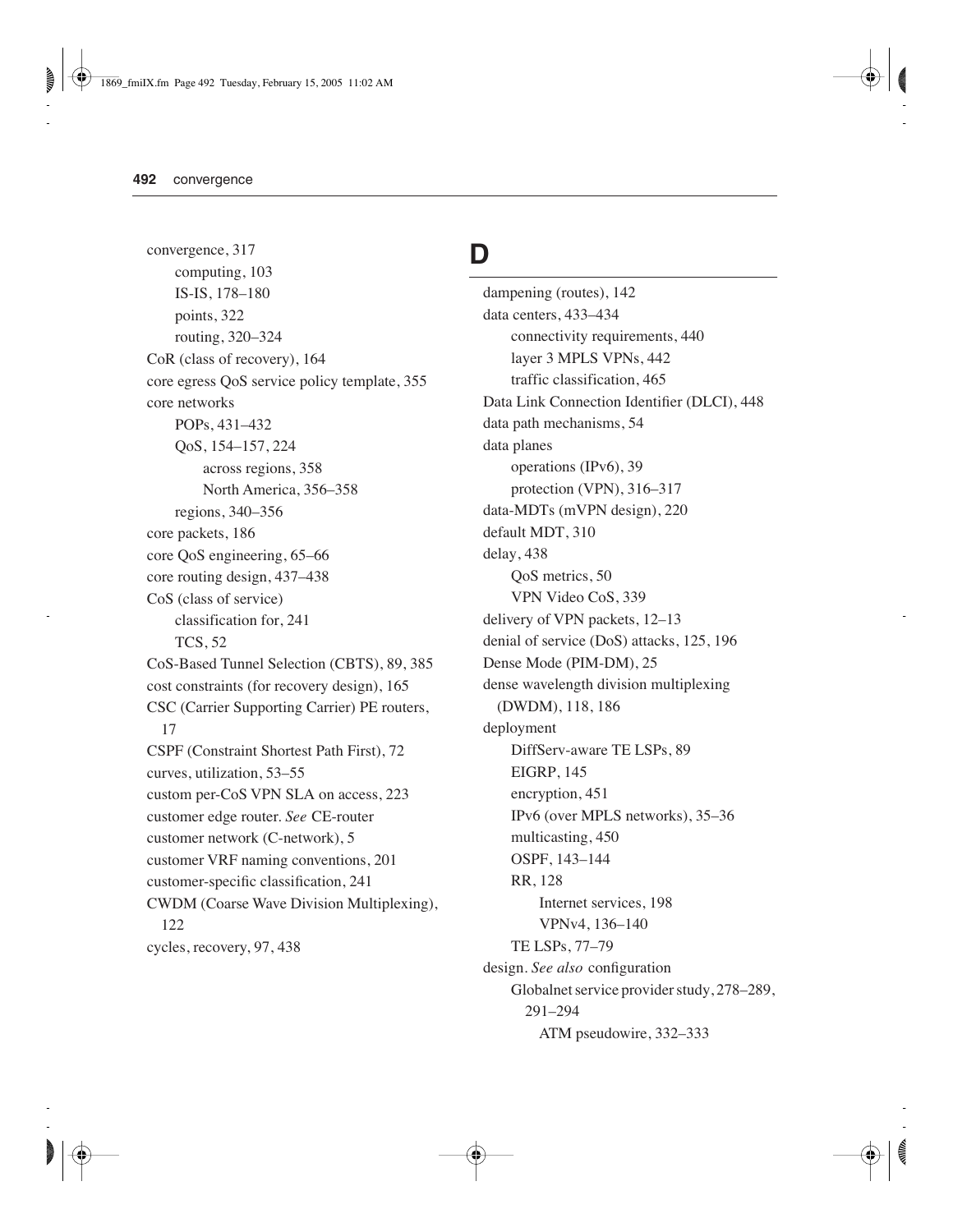convergence, 317
- computing, 103
- IS-IS, 178–180
- points, 322
- routing, 320–324

CoR (class of recovery), 164
core egress QoS service policy template, 355
core networks
- POPs, 431–432
- QoS, 154–157, 224
  - across regions, 358
  - North America, 356–358
- regions, 340–356

core packets, 186
core QoS engineering, 65–66
core routing design, 437–438
CoS (class of service)
- classification for, 241
- TCS, 52

CoS-Based Tunnel Selection (CBTS), 89, 385
cost constraints (for recovery design), 165
CSC (Carrier Supporting Carrier) PE routers, 17
CSPF (Constraint Shortest Path First), 72
curves, utilization, 53–55
custom per-CoS VPN SLA on access, 223
customer edge router. *See* CE-router
customer network (C-network), 5
customer VRF naming conventions, 201
customer-specific classification, 241
CWDM (Coarse Wave Division Multiplexing), 122
cycles, recovery, 97, 438

# D

dampening (routes), 142
data centers, 433–434
- connectivity requirements, 440
- layer 3 MPLS VPNs, 442
- traffic classification, 465

Data Link Connection Identifier (DLCI), 448
data path mechanisms, 54
data planes
- operations (IPv6), 39
- protection (VPN), 316–317

data-MDTs (mVPN design), 220
default MDT, 310
delay, 438
- QoS metrics, 50
- VPN Video CoS, 339

delivery of VPN packets, 12–13
denial of service (DoS) attacks, 125, 196
Dense Mode (PIM-DM), 25
dense wavelength division multiplexing (DWDM), 118, 186
deployment
- DiffServ-aware TE LSPs, 89
- EIGRP, 145
- encryption, 451
- IPv6 (over MPLS networks), 35–36
- multicasting, 450
- OSPF, 143–144
- RR, 128
  - Internet services, 198
  - VPNv4, 136–140
- TE LSPs, 77–79

design. *See also* configuration
- Globalnet service provider study, 278–289, 291–294
  - ATM pseudowire, 332–333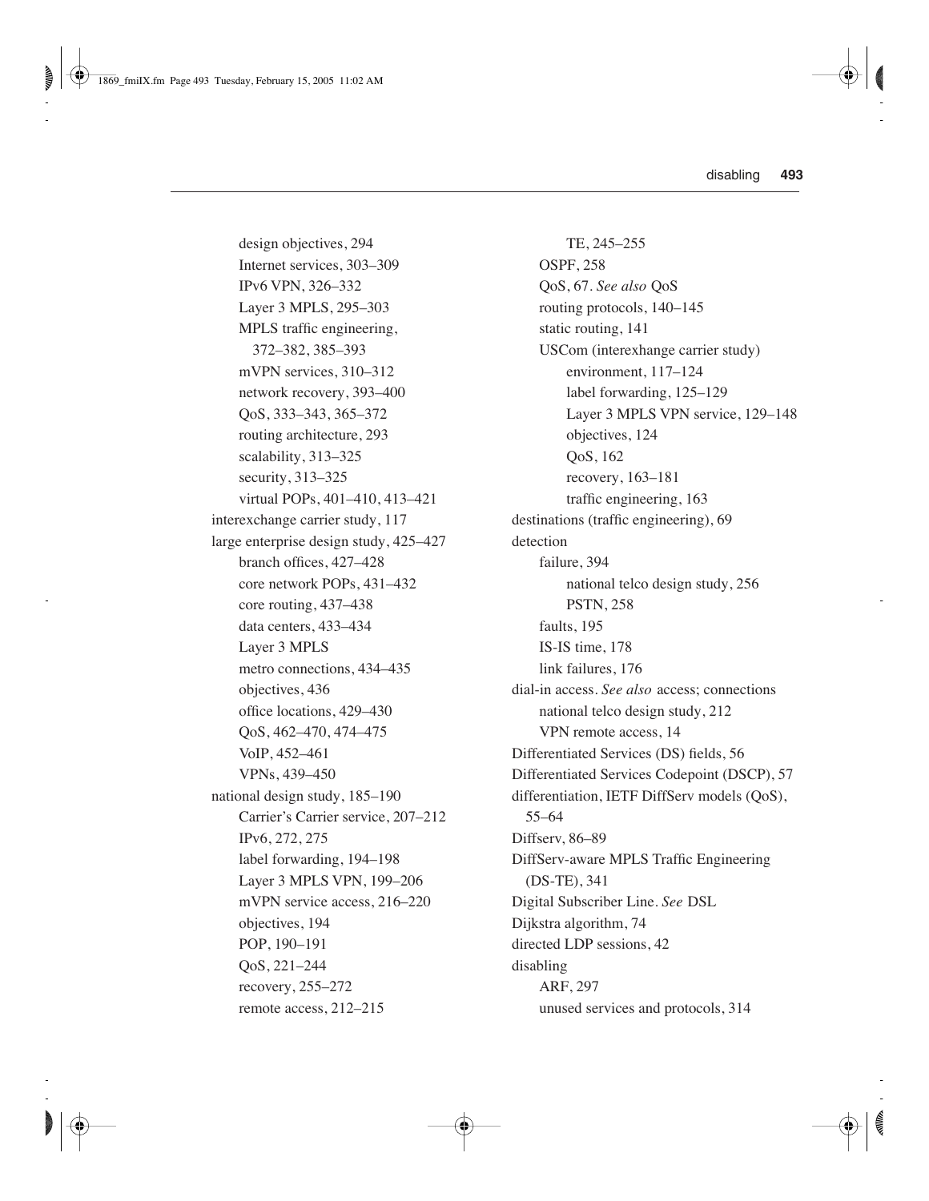design objectives, 294
Internet services, 303–309
IPv6 VPN, 326–332
Layer 3 MPLS, 295–303
MPLS traffic engineering,
372–382, 385–393
mVPN services, 310–312
network recovery, 393–400
QoS, 333–343, 365–372
routing architecture, 293
scalability, 313–325
security, 313–325
virtual POPs, 401–410, 413–421
interexchange carrier study, 117
large enterprise design study, 425–427
branch offices, 427–428
core network POPs, 431–432
core routing, 437–438
data centers, 433–434
Layer 3 MPLS
metro connections, 434–435
objectives, 436
office locations, 429–430
QoS, 462–470, 474–475
VoIP, 452–461
VPNs, 439–450
national design study, 185–190
Carrier's Carrier service, 207–212
IPv6, 272, 275
label forwarding, 194–198
Layer 3 MPLS VPN, 199–206
mVPN service access, 216–220
objectives, 194
POP, 190–191
QoS, 221–244
recovery, 255–272
remote access, 212–215
TE, 245–255
OSPF, 258
QoS, 67. *See also* QoS
routing protocols, 140–145
static routing, 141
USCom (interexhange carrier study)
environment, 117–124
label forwarding, 125–129
Layer 3 MPLS VPN service, 129–148
objectives, 124
QoS, 162
recovery, 163–181
traffic engineering, 163
destinations (traffic engineering), 69
detection
failure, 394
national telco design study, 256
PSTN, 258
faults, 195
IS-IS time, 178
link failures, 176
dial-in access. *See also* access; connections
national telco design study, 212
VPN remote access, 14
Differentiated Services (DS) fields, 56
Differentiated Services Codepoint (DSCP), 57
differentiation, IETF DiffServ models (QoS), 55–64
Diffserv, 86–89
DiffServ-aware MPLS Traffic Engineering (DS-TE), 341
Digital Subscriber Line. *See* DSL
Dijkstra algorithm, 74
directed LDP sessions, 42
disabling
ARF, 297
unused services and protocols, 314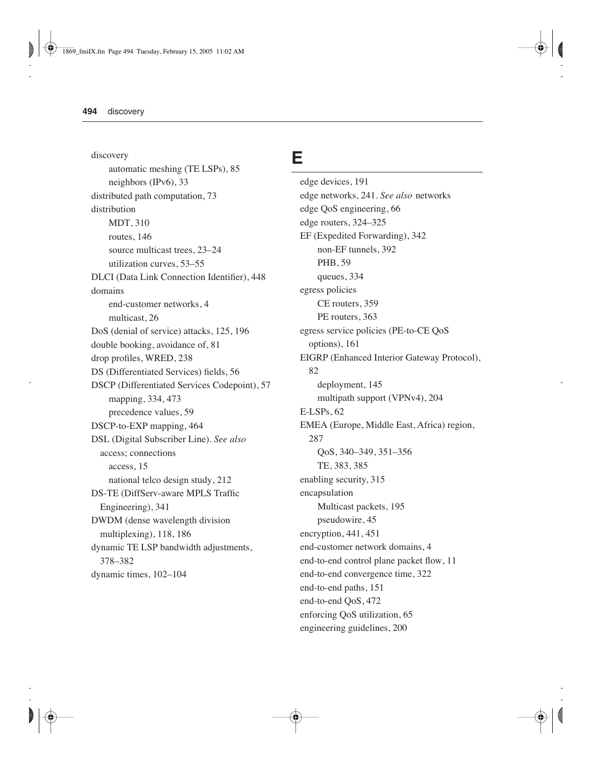discovery
- automatic meshing (TE LSPs), 85
- neighbors (IPv6), 33

distributed path computation, 73

distribution
- MDT, 310
- routes, 146
- source multicast trees, 23–24
- utilization curves, 53–55

DLCI (Data Link Connection Identifier), 448

domains
- end-customer networks, 4
- multicast, 26

DoS (denial of service) attacks, 125, 196

double booking, avoidance of, 81

drop profiles, WRED, 238

DS (Differentiated Services) fields, 56

DSCP (Differentiated Services Codepoint), 57
- mapping, 334, 473
- precedence values, 59

DSCP-to-EXP mapping, 464

DSL (Digital Subscriber Line). *See also* access; connections
- access, 15
- national telco design study, 212

DS-TE (DiffServ-aware MPLS Traffic Engineering), 341

DWDM (dense wavelength division multiplexing), 118, 186

dynamic TE LSP bandwidth adjustments, 378–382

dynamic times, 102–104

# E

edge devices, 191

edge networks, 241. *See also* networks

edge QoS engineering, 66

edge routers, 324–325

EF (Expedited Forwarding), 342
- non-EF tunnels, 392
- PHB, 59
- queues, 334

egress policies
- CE routers, 359
- PE routers, 363

egress service policies (PE-to-CE QoS options), 161

EIGRP (Enhanced Interior Gateway Protocol), 82
- deployment, 145
- multipath support (VPNv4), 204

E-LSPs, 62

EMEA (Europe, Middle East, Africa) region, 287
- QoS, 340–349, 351–356
- TE, 383, 385

enabling security, 315

encapsulation
- Multicast packets, 195
- pseudowire, 45

encryption, 441, 451

end-customer network domains, 4

end-to-end control plane packet flow, 11

end-to-end convergence time, 322

end-to-end paths, 151

end-to-end QoS, 472

enforcing QoS utilization, 65

engineering guidelines, 200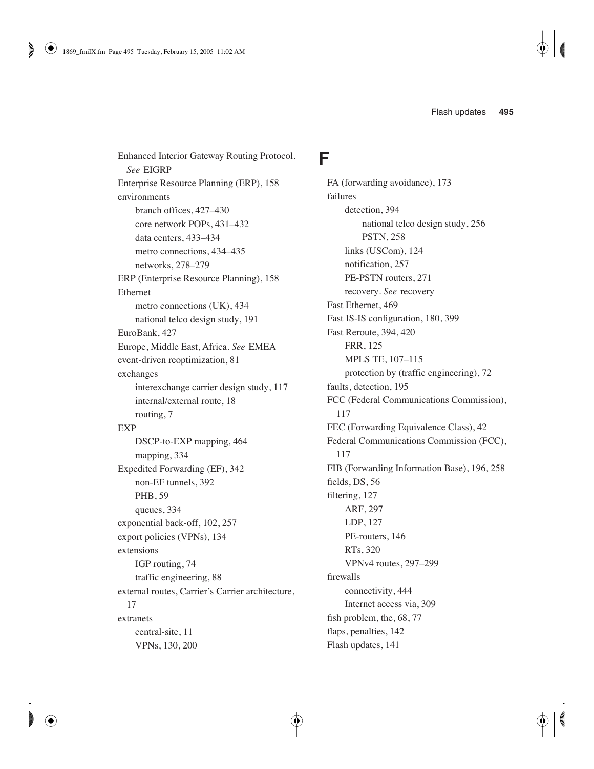Enhanced Interior Gateway Routing Protocol. *See* EIGRP
Enterprise Resource Planning (ERP), 158
environments
  branch offices, 427–430
  core network POPs, 431–432
  data centers, 433–434
  metro connections, 434–435
  networks, 278–279
ERP (Enterprise Resource Planning), 158
Ethernet
  metro connections (UK), 434
  national telco design study, 191
EuroBank, 427
Europe, Middle East, Africa. *See* EMEA
event-driven reoptimization, 81
exchanges
  interexchange carrier design study, 117
  internal/external route, 18
  routing, 7
EXP
  DSCP-to-EXP mapping, 464
  mapping, 334
Expedited Forwarding (EF), 342
  non-EF tunnels, 392
  PHB, 59
  queues, 334
exponential back-off, 102, 257
export policies (VPNs), 134
extensions
  IGP routing, 74
  traffic engineering, 88
external routes, Carrier's Carrier architecture, 17
extranets
  central-site, 11
  VPNs, 130, 200

# F

FA (forwarding avoidance), 173
failures
  detection, 394
    national telco design study, 256
    PSTN, 258
  links (USCom), 124
  notification, 257
  PE-PSTN routers, 271
  recovery. *See* recovery
Fast Ethernet, 469
Fast IS-IS configuration, 180, 399
Fast Reroute, 394, 420
  FRR, 125
  MPLS TE, 107–115
  protection by (traffic engineering), 72
faults, detection, 195
FCC (Federal Communications Commission), 117
FEC (Forwarding Equivalence Class), 42
Federal Communications Commission (FCC), 117
FIB (Forwarding Information Base), 196, 258
fields, DS, 56
filtering, 127
  ARF, 297
  LDP, 127
  PE-routers, 146
  RTs, 320
  VPNv4 routes, 297–299
firewalls
  connectivity, 444
  Internet access via, 309
fish problem, the, 68, 77
flaps, penalties, 142
Flash updates, 141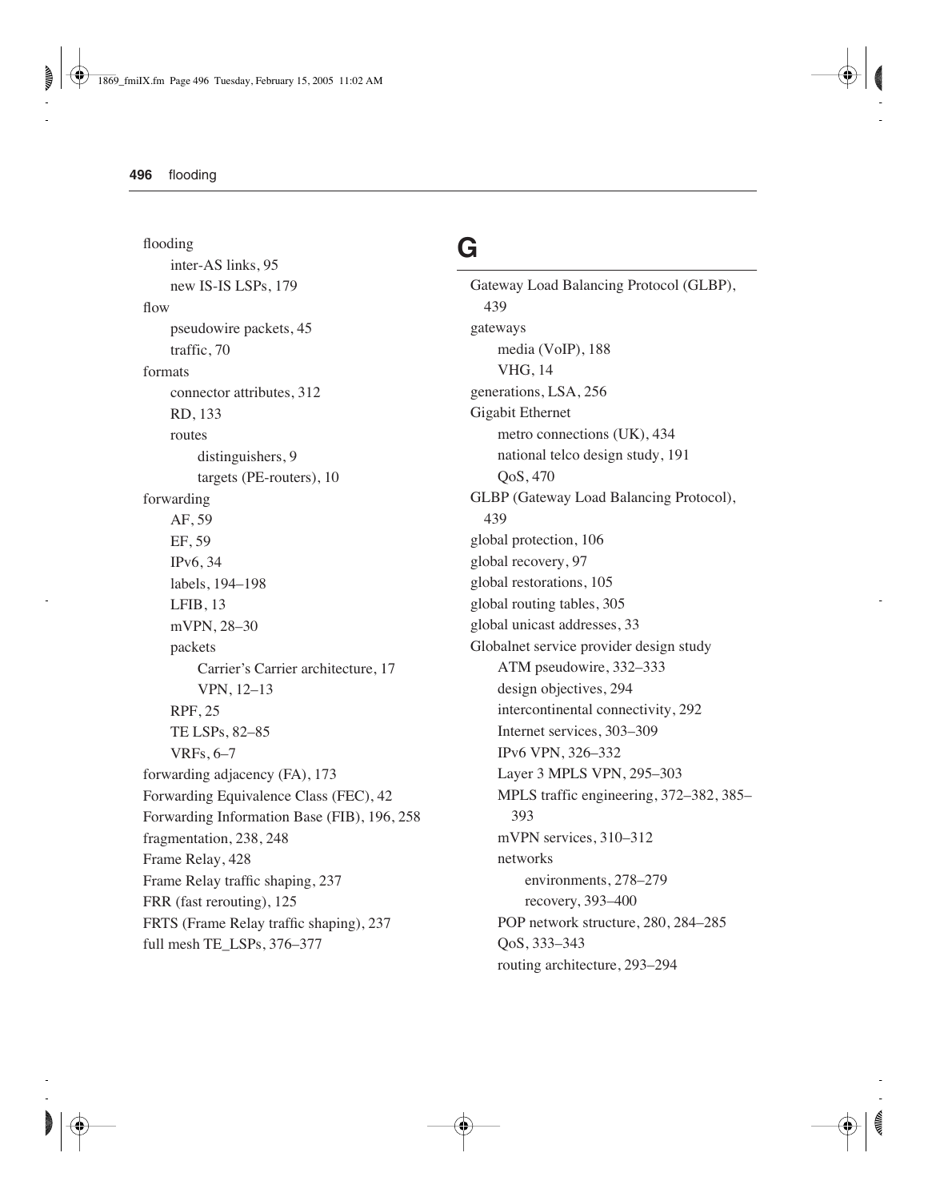flooding
- inter-AS links, 95
- new IS-IS LSPs, 179

flow
- pseudowire packets, 45
- traffic, 70

formats
- connector attributes, 312
- RD, 133
- routes
  - distinguishers, 9
  - targets (PE-routers), 10

forwarding
- AF, 59
- EF, 59
- IPv6, 34
- labels, 194–198
- LFIB, 13
- mVPN, 28–30
- packets
  - Carrier's Carrier architecture, 17
  - VPN, 12–13
- RPF, 25
- TE LSPs, 82–85
- VRFs, 6–7

forwarding adjacency (FA), 173

Forwarding Equivalence Class (FEC), 42

Forwarding Information Base (FIB), 196, 258

fragmentation, 238, 248

Frame Relay, 428

Frame Relay traffic shaping, 237

FRR (fast rerouting), 125

FRTS (Frame Relay traffic shaping), 237

full mesh TE_LSPs, 376–377

## G

Gateway Load Balancing Protocol (GLBP), 439

gateways
- media (VoIP), 188
- VHG, 14

generations, LSA, 256

Gigabit Ethernet
- metro connections (UK), 434
- national telco design study, 191
- QoS, 470

GLBP (Gateway Load Balancing Protocol), 439

global protection, 106

global recovery, 97

global restorations, 105

global routing tables, 305

global unicast addresses, 33

Globalnet service provider design study
- ATM pseudowire, 332–333
- design objectives, 294
- intercontinental connectivity, 292
- Internet services, 303–309
- IPv6 VPN, 326–332
- Layer 3 MPLS VPN, 295–303
- MPLS traffic engineering, 372–382, 385–393
- mVPN services, 310–312
- networks
  - environments, 278–279
  - recovery, 393–400
- POP network structure, 280, 284–285
- QoS, 333–343
- routing architecture, 293–294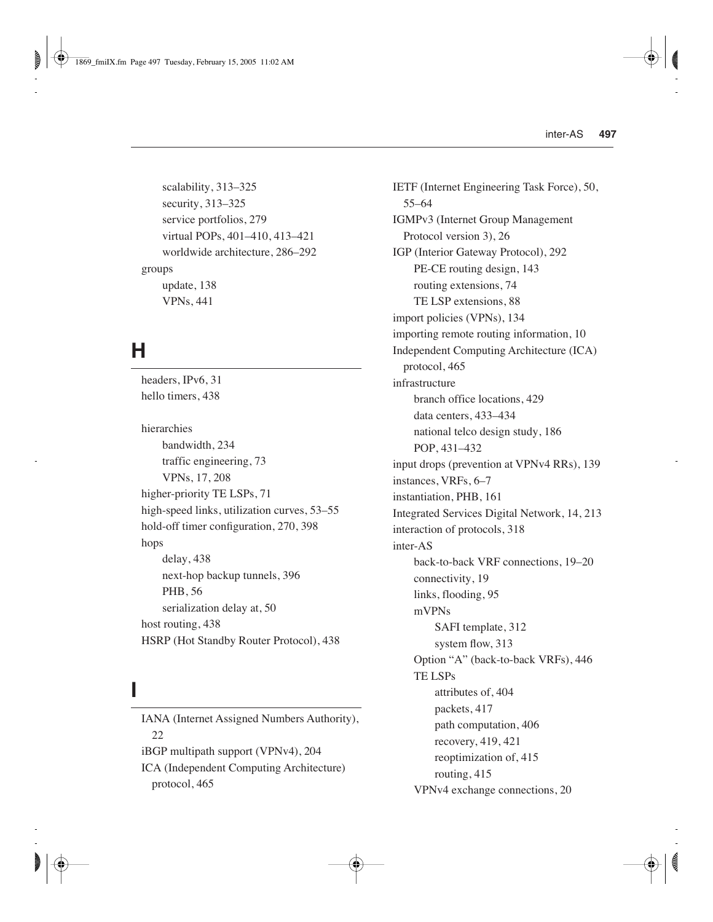- scalability, 313–325
- security, 313–325
- service portfolios, 279
- virtual POPs, 401–410, 413–421
- worldwide architecture, 286–292

groups
- update, 138
- VPNs, 441

## H

headers, IPv6, 31
hello timers, 438

hierarchies
- bandwidth, 234
- traffic engineering, 73
- VPNs, 17, 208

higher-priority TE LSPs, 71
high-speed links, utilization curves, 53–55
hold-off timer configuration, 270, 398
hops
- delay, 438
- next-hop backup tunnels, 396
- PHB, 56
- serialization delay at, 50

host routing, 438
HSRP (Hot Standby Router Protocol), 438

## I

IANA (Internet Assigned Numbers Authority), 22
iBGP multipath support (VPNv4), 204
ICA (Independent Computing Architecture) protocol, 465
IETF (Internet Engineering Task Force), 50, 55–64
IGMPv3 (Internet Group Management Protocol version 3), 26
IGP (Interior Gateway Protocol), 292
- PE-CE routing design, 143
- routing extensions, 74
- TE LSP extensions, 88

import policies (VPNs), 134
importing remote routing information, 10
Independent Computing Architecture (ICA) protocol, 465
infrastructure
- branch office locations, 429
- data centers, 433–434
- national telco design study, 186
- POP, 431–432

input drops (prevention at VPNv4 RRs), 139
instances, VRFs, 6–7
instantiation, PHB, 161
Integrated Services Digital Network, 14, 213
interaction of protocols, 318
inter-AS
- back-to-back VRF connections, 19–20
- connectivity, 19
- links, flooding, 95
- mVPNs
  - SAFI template, 312
  - system flow, 313
- Option "A" (back-to-back VRFs), 446
- TE LSPs
  - attributes of, 404
  - packets, 417
  - path computation, 406
  - recovery, 419, 421
  - reoptimization of, 415
  - routing, 415
- VPNv4 exchange connections, 20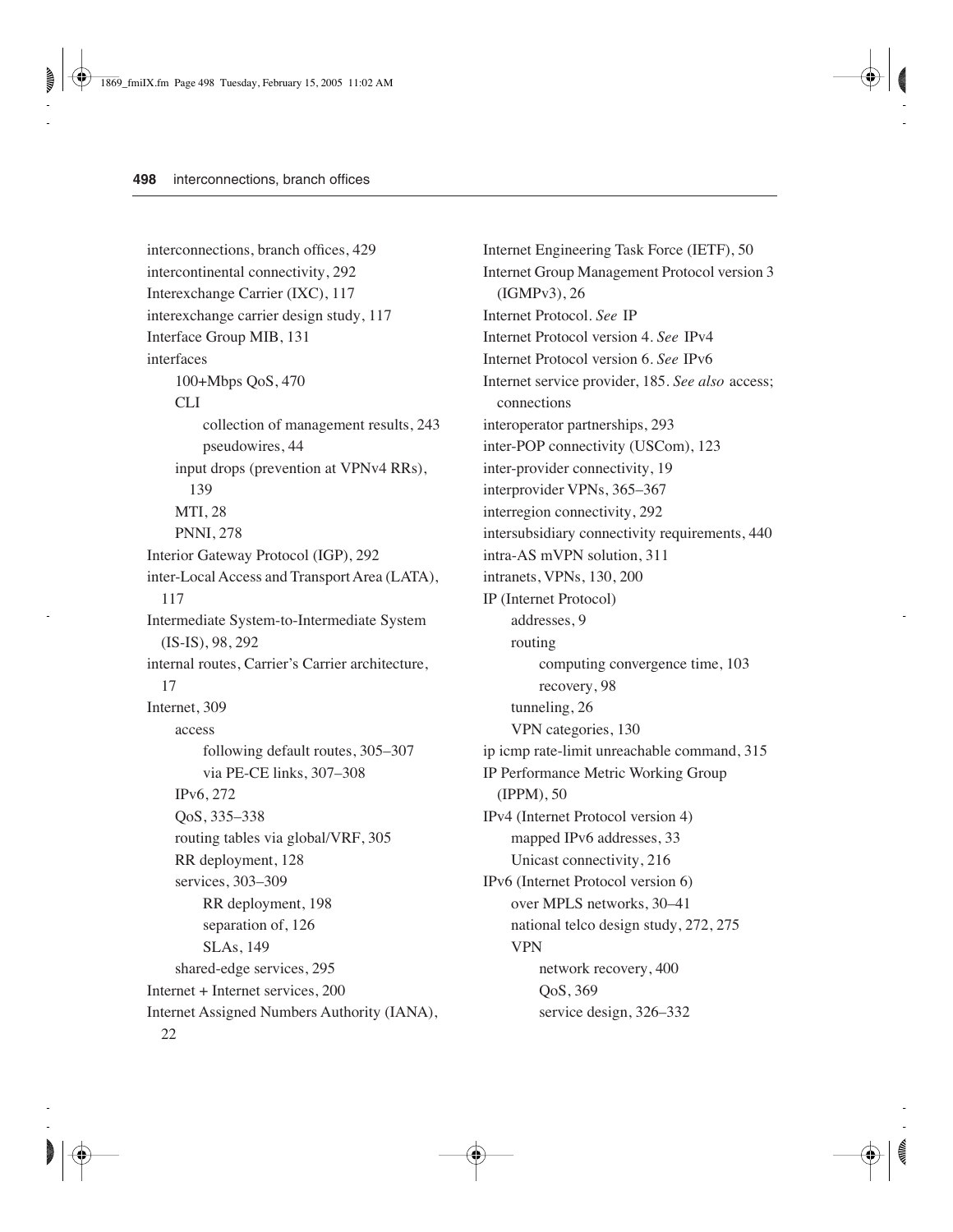interconnections, branch offices, 429
intercontinental connectivity, 292
Interexchange Carrier (IXC), 117
interexchange carrier design study, 117
Interface Group MIB, 131
interfaces
  - 100+Mbps QoS, 470
  - CLI
    - collection of management results, 243
    - pseudowires, 44
  - input drops (prevention at VPNv4 RRs), 139
  - MTI, 28
  - PNNI, 278

Interior Gateway Protocol (IGP), 292
inter-Local Access and Transport Area (LATA), 117
Intermediate System-to-Intermediate System (IS-IS), 98, 292
internal routes, Carrier's Carrier architecture, 17
Internet, 309
  - access
    - following default routes, 305–307
    - via PE-CE links, 307–308
  - IPv6, 272
  - QoS, 335–338
  - routing tables via global/VRF, 305
  - RR deployment, 128
  - services, 303–309
    - RR deployment, 198
    - separation of, 126
    - SLAs, 149
  - shared-edge services, 295

Internet + Internet services, 200
Internet Assigned Numbers Authority (IANA), 22
Internet Engineering Task Force (IETF), 50
Internet Group Management Protocol version 3 (IGMPv3), 26
Internet Protocol. *See* IP
Internet Protocol version 4. *See* IPv4
Internet Protocol version 6. *See* IPv6
Internet service provider, 185. *See also* access; connections
interoperator partnerships, 293
inter-POP connectivity (USCom), 123
inter-provider connectivity, 19
interprovider VPNs, 365–367
interregion connectivity, 292
intersubsidiary connectivity requirements, 440
intra-AS mVPN solution, 311
intranets, VPNs, 130, 200
IP (Internet Protocol)
  - addresses, 9
  - routing
    - computing convergence time, 103
    - recovery, 98
  - tunneling, 26
  - VPN categories, 130

ip icmp rate-limit unreachable command, 315
IP Performance Metric Working Group (IPPM), 50
IPv4 (Internet Protocol version 4)
  - mapped IPv6 addresses, 33
  - Unicast connectivity, 216

IPv6 (Internet Protocol version 6)
  - over MPLS networks, 30–41
  - national telco design study, 272, 275
  - VPN
    - network recovery, 400
    - QoS, 369
    - service design, 326–332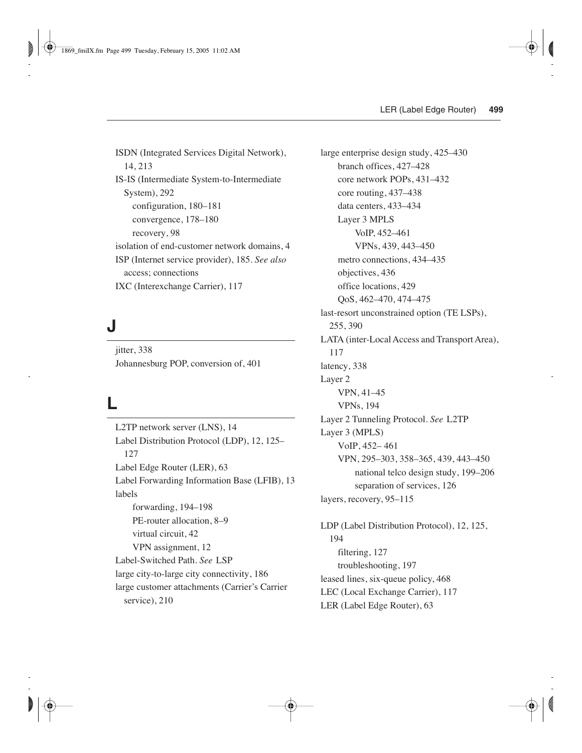ISDN (Integrated Services Digital Network), 14, 213
IS-IS (Intermediate System-to-Intermediate System), 292
- configuration, 180–181
- convergence, 178–180
- recovery, 98

isolation of end-customer network domains, 4
ISP (Internet service provider), 185. *See also* access; connections
IXC (Interexchange Carrier), 117

## J

jitter, 338
Johannesburg POP, conversion of, 401

## L

L2TP network server (LNS), 14
Label Distribution Protocol (LDP), 12, 125–127
Label Edge Router (LER), 63
Label Forwarding Information Base (LFIB), 13
labels
- forwarding, 194–198
- PE-router allocation, 8–9
- virtual circuit, 42
- VPN assignment, 12

Label-Switched Path. *See* LSP
large city-to-large city connectivity, 186
large customer attachments (Carrier's Carrier service), 210
large enterprise design study, 425–430
- branch offices, 427–428
- core network POPs, 431–432
- core routing, 437–438
- data centers, 433–434
- Layer 3 MPLS
  - VoIP, 452–461
  - VPNs, 439, 443–450
- metro connections, 434–435
- objectives, 436
- office locations, 429
- QoS, 462–470, 474–475

last-resort unconstrained option (TE LSPs), 255, 390
LATA (inter-Local Access and Transport Area), 117
latency, 338
Layer 2
- VPN, 41–45
- VPNs, 194

Layer 2 Tunneling Protocol. *See* L2TP
Layer 3 (MPLS)
- VoIP, 452– 461
- VPN, 295–303, 358–365, 439, 443–450
  - national telco design study, 199–206
  - separation of services, 126

layers, recovery, 95–115

LDP (Label Distribution Protocol), 12, 125, 194
- filtering, 127
- troubleshooting, 197

leased lines, six-queue policy, 468
LEC (Local Exchange Carrier), 117
LER (Label Edge Router), 63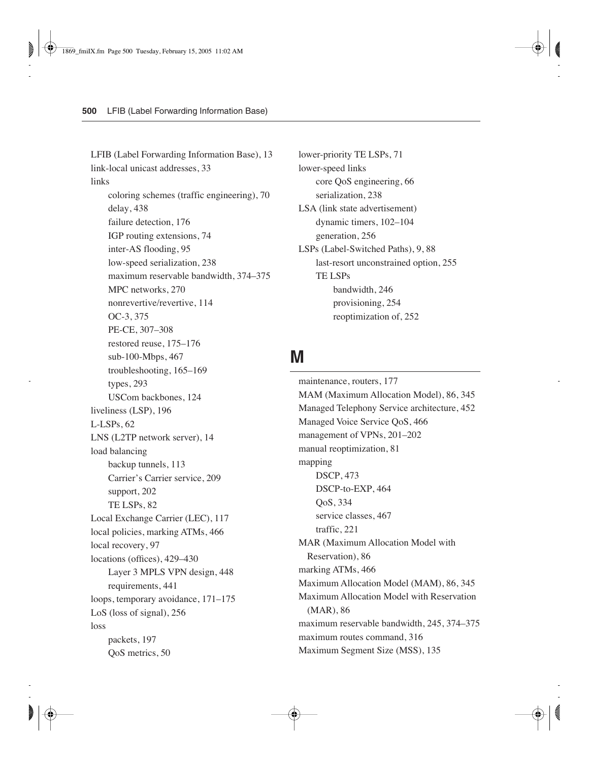LFIB (Label Forwarding Information Base), 13
link-local unicast addresses, 33
links
  - coloring schemes (traffic engineering), 70
  - delay, 438
  - failure detection, 176
  - IGP routing extensions, 74
  - inter-AS flooding, 95
  - low-speed serialization, 238
  - maximum reservable bandwidth, 374–375
  - MPC networks, 270
  - nonrevertive/revertive, 114
  - OC-3, 375
  - PE-CE, 307–308
  - restored reuse, 175–176
  - sub-100-Mbps, 467
  - troubleshooting, 165–169
  - types, 293
  - USCom backbones, 124

liveliness (LSP), 196
L-LSPs, 62
LNS (L2TP network server), 14
load balancing
  - backup tunnels, 113
  - Carrier's Carrier service, 209
  - support, 202
  - TE LSPs, 82

Local Exchange Carrier (LEC), 117
local policies, marking ATMs, 466
local recovery, 97
locations (offices), 429–430
  - Layer 3 MPLS VPN design, 448
  - requirements, 441

loops, temporary avoidance, 171–175
LoS (loss of signal), 256
loss
  - packets, 197
  - QoS metrics, 50

lower-priority TE LSPs, 71
lower-speed links
  - core QoS engineering, 66
  - serialization, 238

LSA (link state advertisement)
  - dynamic timers, 102–104
  - generation, 256

LSPs (Label-Switched Paths), 9, 88
  - last-resort unconstrained option, 255
  - TE LSPs
    - bandwidth, 246
    - provisioning, 254
    - reoptimization of, 252

# M

maintenance, routers, 177
MAM (Maximum Allocation Model), 86, 345
Managed Telephony Service architecture, 452
Managed Voice Service QoS, 466
management of VPNs, 201–202
manual reoptimization, 81
mapping
  - DSCP, 473
  - DSCP-to-EXP, 464
  - QoS, 334
  - service classes, 467
  - traffic, 221

MAR (Maximum Allocation Model with Reservation), 86
marking ATMs, 466
Maximum Allocation Model (MAM), 86, 345
Maximum Allocation Model with Reservation (MAR), 86
maximum reservable bandwidth, 245, 374–375
maximum routes command, 316
Maximum Segment Size (MSS), 135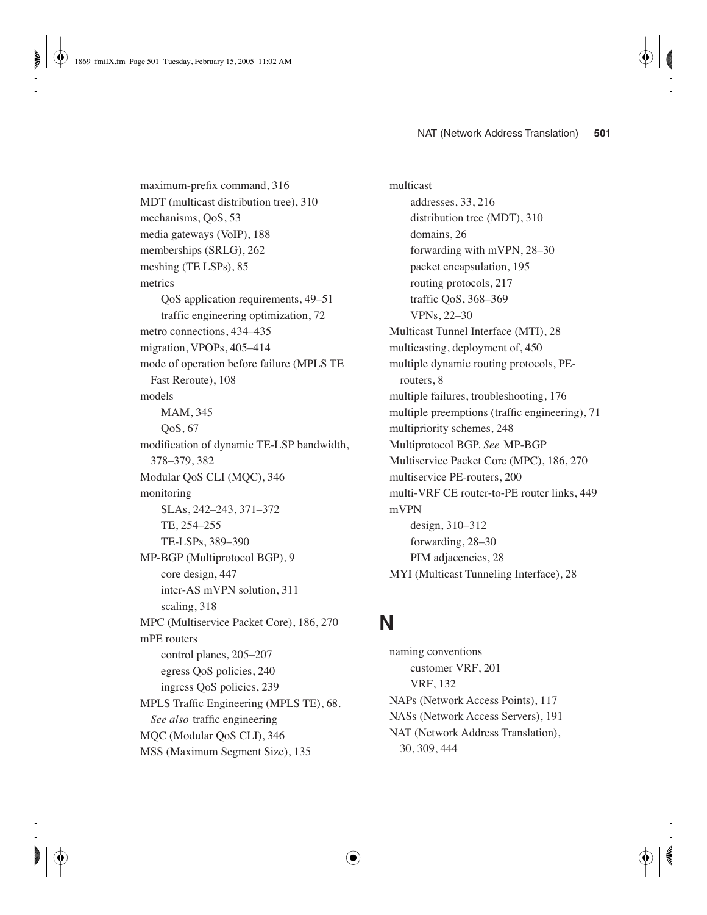maximum-prefix command, 316
MDT (multicast distribution tree), 310
mechanisms, QoS, 53
media gateways (VoIP), 188
memberships (SRLG), 262
meshing (TE LSPs), 85
metrics
    QoS application requirements, 49–51
    traffic engineering optimization, 72
metro connections, 434–435
migration, VPOPs, 405–414
mode of operation before failure (MPLS TE Fast Reroute), 108
models
    MAM, 345
    QoS, 67
modification of dynamic TE-LSP bandwidth, 378–379, 382
Modular QoS CLI (MQC), 346
monitoring
    SLAs, 242–243, 371–372
    TE, 254–255
    TE-LSPs, 389–390
MP-BGP (Multiprotocol BGP), 9
    core design, 447
    inter-AS mVPN solution, 311
    scaling, 318
MPC (Multiservice Packet Core), 186, 270
mPE routers
    control planes, 205–207
    egress QoS policies, 240
    ingress QoS policies, 239
MPLS Traffic Engineering (MPLS TE), 68. *See also* traffic engineering
MQC (Modular QoS CLI), 346
MSS (Maximum Segment Size), 135
multicast
    addresses, 33, 216
    distribution tree (MDT), 310
    domains, 26
    forwarding with mVPN, 28–30
    packet encapsulation, 195
    routing protocols, 217
    traffic QoS, 368–369
    VPNs, 22–30
Multicast Tunnel Interface (MTI), 28
multicasting, deployment of, 450
multiple dynamic routing protocols, PE-routers, 8
multiple failures, troubleshooting, 176
multiple preemptions (traffic engineering), 71
multipriority schemes, 248
Multiprotocol BGP. *See* MP-BGP
Multiservice Packet Core (MPC), 186, 270
multiservice PE-routers, 200
multi-VRF CE router-to-PE router links, 449
mVPN
    design, 310–312
    forwarding, 28–30
    PIM adjacencies, 28
MYI (Multicast Tunneling Interface), 28

# N

naming conventions
    customer VRF, 201
    VRF, 132
NAPs (Network Access Points), 117
NASs (Network Access Servers), 191
NAT (Network Address Translation), 30, 309, 444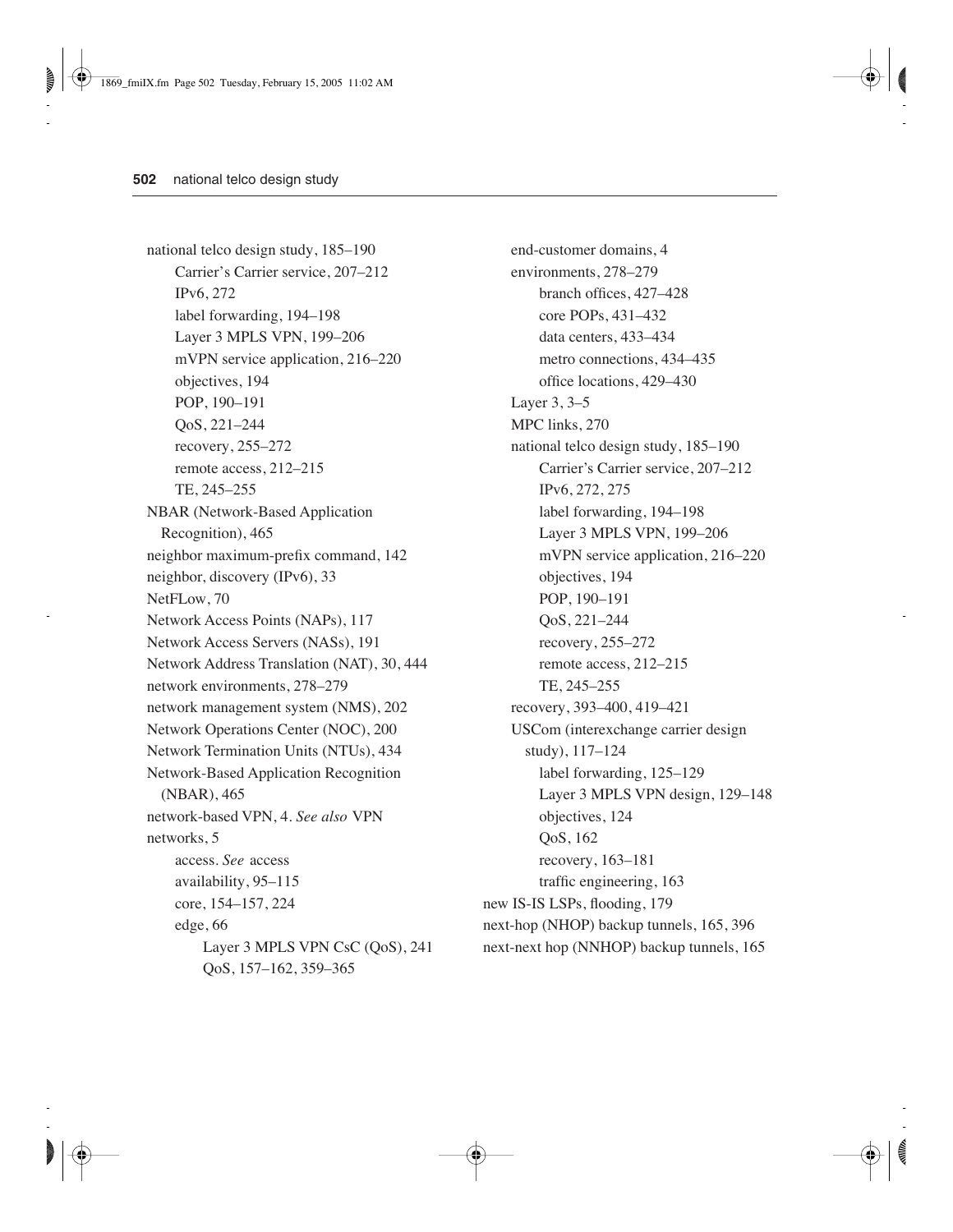national telco design study, 185–190
- Carrier's Carrier service, 207–212
- IPv6, 272
- label forwarding, 194–198
- Layer 3 MPLS VPN, 199–206
- mVPN service application, 216–220
- objectives, 194
- POP, 190–191
- QoS, 221–244
- recovery, 255–272
- remote access, 212–215
- TE, 245–255

NBAR (Network-Based Application Recognition), 465

neighbor maximum-prefix command, 142

neighbor, discovery (IPv6), 33

NetFLow, 70

Network Access Points (NAPs), 117

Network Access Servers (NASs), 191

Network Address Translation (NAT), 30, 444

network environments, 278–279

network management system (NMS), 202

Network Operations Center (NOC), 200

Network Termination Units (NTUs), 434

Network-Based Application Recognition (NBAR), 465

network-based VPN, 4. *See also* VPN

networks, 5
- access. *See* access
- availability, 95–115
- core, 154–157, 224
- edge, 66
  - Layer 3 MPLS VPN CsC (QoS), 241
  - QoS, 157–162, 359–365
- end-customer domains, 4
- environments, 278–279
  - branch offices, 427–428
  - core POPs, 431–432
  - data centers, 433–434
  - metro connections, 434–435
  - office locations, 429–430
- Layer 3, 3–5
- MPC links, 270
- national telco design study, 185–190
  - Carrier's Carrier service, 207–212
  - IPv6, 272, 275
  - label forwarding, 194–198
  - Layer 3 MPLS VPN, 199–206
  - mVPN service application, 216–220
  - objectives, 194
  - POP, 190–191
  - QoS, 221–244
  - recovery, 255–272
  - remote access, 212–215
  - TE, 245–255
- recovery, 393–400, 419–421
- USCom (interexchange carrier design study), 117–124
  - label forwarding, 125–129
  - Layer 3 MPLS VPN design, 129–148
  - objectives, 124
  - QoS, 162
  - recovery, 163–181
  - traffic engineering, 163

new IS-IS LSPs, flooding, 179

next-hop (NHOP) backup tunnels, 165, 396

next-next hop (NNHOP) backup tunnels, 165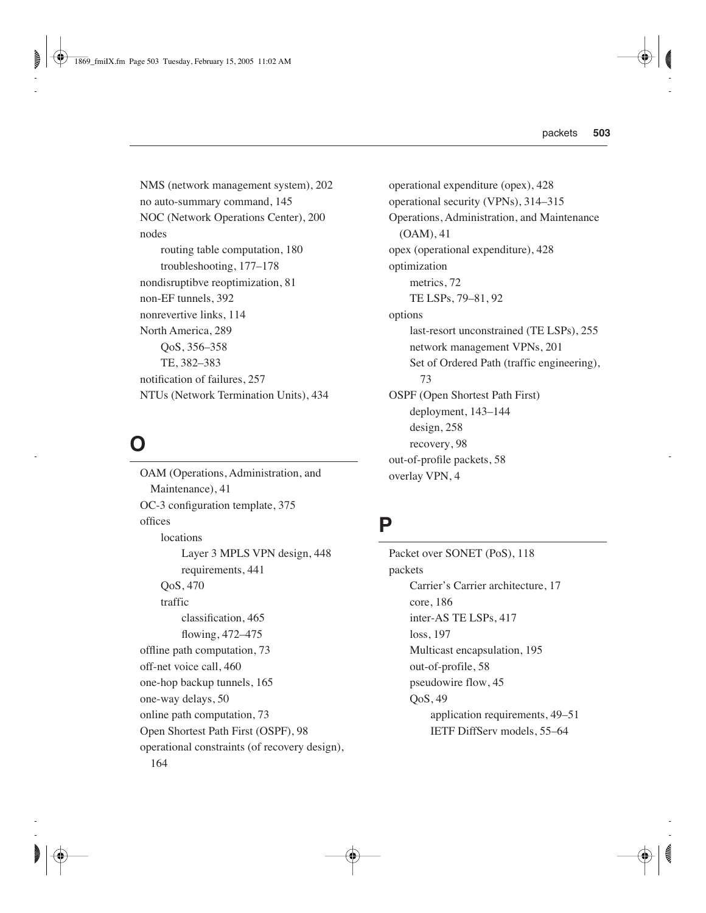NMS (network management system), 202
no auto-summary command, 145
NOC (Network Operations Center), 200
nodes
- routing table computation, 180
- troubleshooting, 177–178

nondisruptibve reoptimization, 81
non-EF tunnels, 392
nonrevertive links, 114
North America, 289
- QoS, 356–358
- TE, 382–383

notification of failures, 257
NTUs (Network Termination Units), 434

## O

OAM (Operations, Administration, and Maintenance), 41
OC-3 configuration template, 375
offices
- locations
  - Layer 3 MPLS VPN design, 448
  - requirements, 441
- QoS, 470
- traffic
  - classification, 465
  - flowing, 472–475

offline path computation, 73
off-net voice call, 460
one-hop backup tunnels, 165
one-way delays, 50
online path computation, 73
Open Shortest Path First (OSPF), 98
operational constraints (of recovery design), 164
operational expenditure (opex), 428
operational security (VPNs), 314–315
Operations, Administration, and Maintenance (OAM), 41
opex (operational expenditure), 428
optimization
- metrics, 72
- TE LSPs, 79–81, 92

options
- last-resort unconstrained (TE LSPs), 255
- network management VPNs, 201
- Set of Ordered Path (traffic engineering), 73

OSPF (Open Shortest Path First)
- deployment, 143–144
- design, 258
- recovery, 98

out-of-profile packets, 58
overlay VPN, 4

## P

Packet over SONET (PoS), 118
packets
- Carrier's Carrier architecture, 17
- core, 186
- inter-AS TE LSPs, 417
- loss, 197
- Multicast encapsulation, 195
- out-of-profile, 58
- pseudowire flow, 45
- QoS, 49
  - application requirements, 49–51
  - IETF DiffServ models, 55–64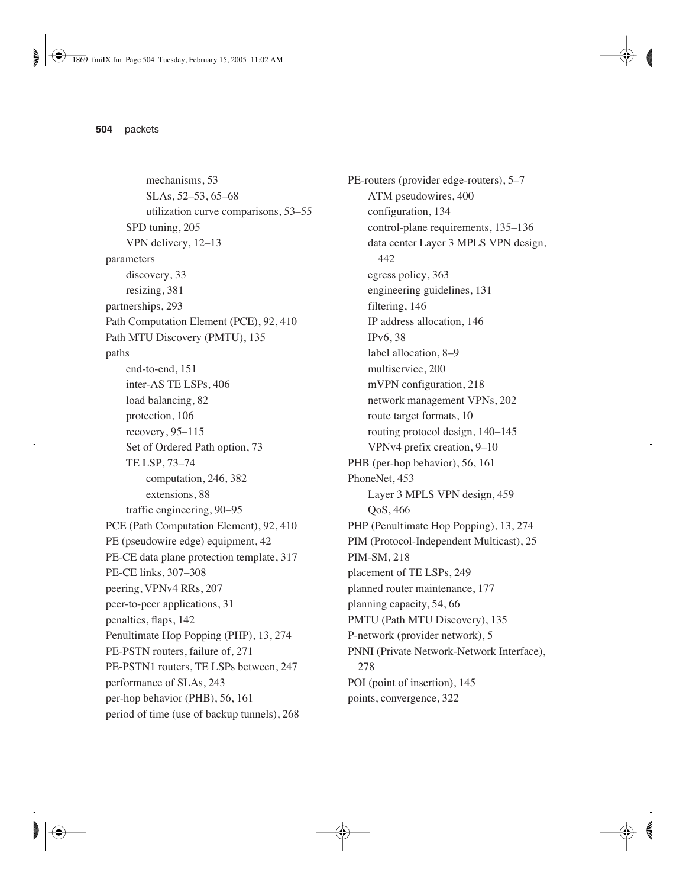mechanisms, 53
SLAs, 52–53, 65–68
utilization curve comparisons, 53–55
SPD tuning, 205
VPN delivery, 12–13
parameters
discovery, 33
resizing, 381
partnerships, 293
Path Computation Element (PCE), 92, 410
Path MTU Discovery (PMTU), 135
paths
end-to-end, 151
inter-AS TE LSPs, 406
load balancing, 82
protection, 106
recovery, 95–115
Set of Ordered Path option, 73
TE LSP, 73–74
computation, 246, 382
extensions, 88
traffic engineering, 90–95
PCE (Path Computation Element), 92, 410
PE (pseudowire edge) equipment, 42
PE-CE data plane protection template, 317
PE-CE links, 307–308
peering, VPNv4 RRs, 207
peer-to-peer applications, 31
penalties, flaps, 142
Penultimate Hop Popping (PHP), 13, 274
PE-PSTN routers, failure of, 271
PE-PSTN1 routers, TE LSPs between, 247
performance of SLAs, 243
per-hop behavior (PHB), 56, 161
period of time (use of backup tunnels), 268
PE-routers (provider edge-routers), 5–7
ATM pseudowires, 400
configuration, 134
control-plane requirements, 135–136
data center Layer 3 MPLS VPN design, 442
egress policy, 363
engineering guidelines, 131
filtering, 146
IP address allocation, 146
IPv6, 38
label allocation, 8–9
multiservice, 200
mVPN configuration, 218
network management VPNs, 202
route target formats, 10
routing protocol design, 140–145
VPNv4 prefix creation, 9–10
PHB (per-hop behavior), 56, 161
PhoneNet, 453
Layer 3 MPLS VPN design, 459
QoS, 466
PHP (Penultimate Hop Popping), 13, 274
PIM (Protocol-Independent Multicast), 25
PIM-SM, 218
placement of TE LSPs, 249
planned router maintenance, 177
planning capacity, 54, 66
PMTU (Path MTU Discovery), 135
P-network (provider network), 5
PNNI (Private Network-Network Interface), 278
POI (point of insertion), 145
points, convergence, 322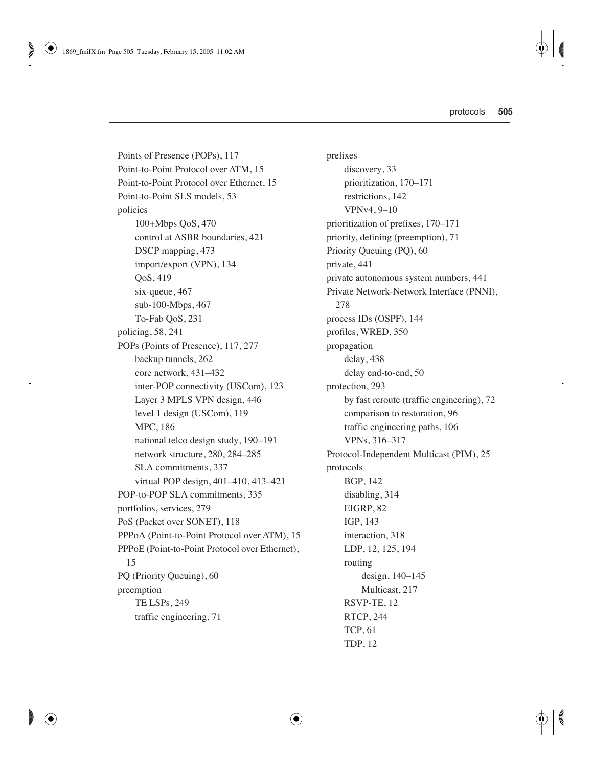Points of Presence (POPs), 117
Point-to-Point Protocol over ATM, 15
Point-to-Point Protocol over Ethernet, 15
Point-to-Point SLS models, 53
policies
- 100+Mbps QoS, 470
- control at ASBR boundaries, 421
- DSCP mapping, 473
- import/export (VPN), 134
- QoS, 419
- six-queue, 467
- sub-100-Mbps, 467
- To-Fab QoS, 231

policing, 58, 241
POPs (Points of Presence), 117, 277
- backup tunnels, 262
- core network, 431–432
- inter-POP connectivity (USCom), 123
- Layer 3 MPLS VPN design, 446
- level 1 design (USCom), 119
- MPC, 186
- national telco design study, 190–191
- network structure, 280, 284–285
- SLA commitments, 337
- virtual POP design, 401–410, 413–421

POP-to-POP SLA commitments, 335
portfolios, services, 279
PoS (Packet over SONET), 118
PPPoA (Point-to-Point Protocol over ATM), 15
PPPoE (Point-to-Point Protocol over Ethernet), 15
PQ (Priority Queuing), 60
preemption
- TE LSPs, 249
- traffic engineering, 71

prefixes
- discovery, 33
- prioritization, 170–171
- restrictions, 142
- VPNv4, 9–10

prioritization of prefixes, 170–171
priority, defining (preemption), 71
Priority Queuing (PQ), 60
private, 441
private autonomous system numbers, 441
Private Network-Network Interface (PNNI), 278
process IDs (OSPF), 144
profiles, WRED, 350
propagation
- delay, 438
- delay end-to-end, 50

protection, 293
- by fast reroute (traffic engineering), 72
- comparison to restoration, 96
- traffic engineering paths, 106
- VPNs, 316–317

Protocol-Independent Multicast (PIM), 25
protocols
- BGP, 142
- disabling, 314
- EIGRP, 82
- IGP, 143
- interaction, 318
- LDP, 12, 125, 194
- routing
  - design, 140–145
  - Multicast, 217
- RSVP-TE, 12
- RTCP, 244
- TCP, 61
- TDP, 12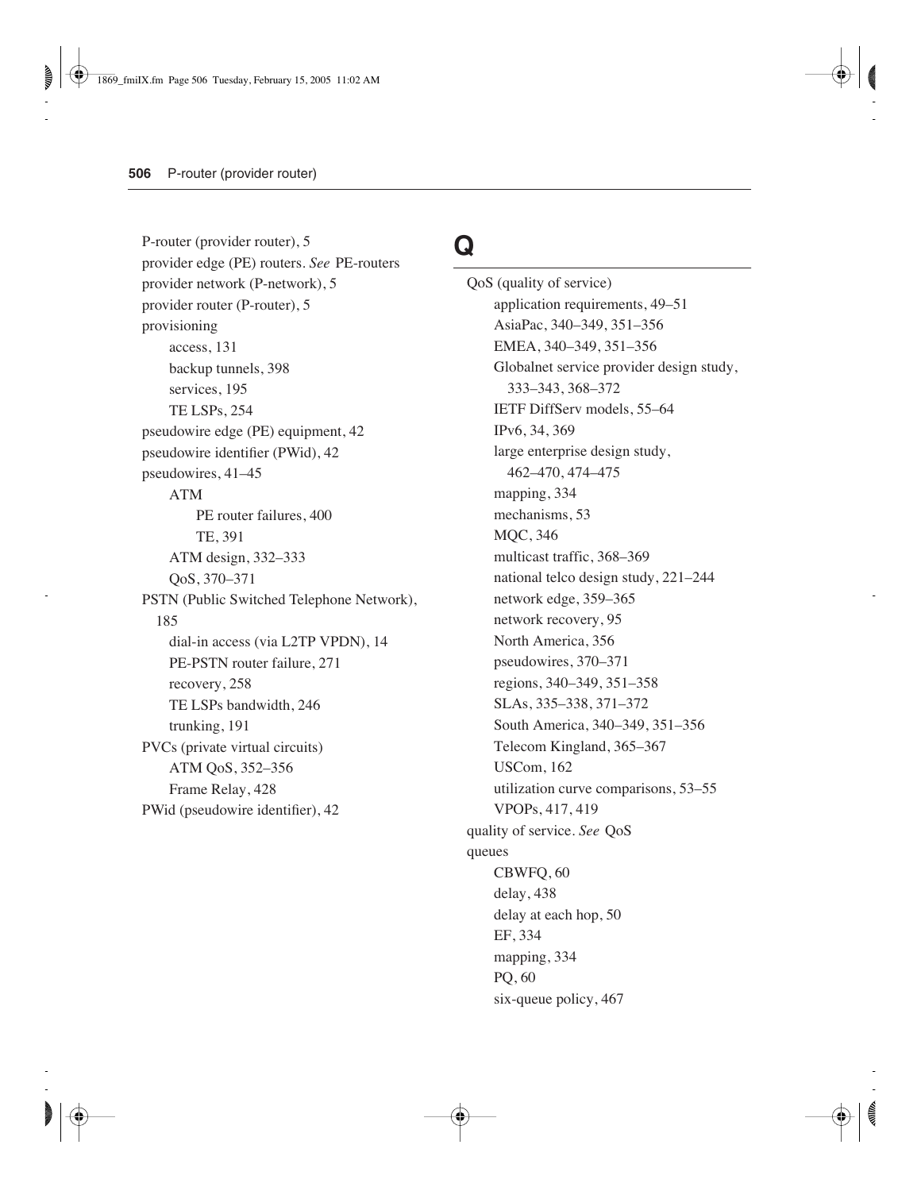P-router (provider router), 5
provider edge (PE) routers. *See* PE-routers
provider network (P-network), 5
provider router (P-router), 5
provisioning
- access, 131
- backup tunnels, 398
- services, 195
- TE LSPs, 254

pseudowire edge (PE) equipment, 42
pseudowire identifier (PWid), 42
pseudowires, 41–45
- ATM
  - PE router failures, 400
  - TE, 391
- ATM design, 332–333
- QoS, 370–371

PSTN (Public Switched Telephone Network), 185
- dial-in access (via L2TP VPDN), 14
- PE-PSTN router failure, 271
- recovery, 258
- TE LSPs bandwidth, 246
- trunking, 191

PVCs (private virtual circuits)
- ATM QoS, 352–356
- Frame Relay, 428

PWid (pseudowire identifier), 42

# Q

QoS (quality of service)
- application requirements, 49–51
- AsiaPac, 340–349, 351–356
- EMEA, 340–349, 351–356
- Globalnet service provider design study, 333–343, 368–372
- IETF DiffServ models, 55–64
- IPv6, 34, 369
- large enterprise design study, 462–470, 474–475
- mapping, 334
- mechanisms, 53
- MQC, 346
- multicast traffic, 368–369
- national telco design study, 221–244
- network edge, 359–365
- network recovery, 95
- North America, 356
- pseudowires, 370–371
- regions, 340–349, 351–358
- SLAs, 335–338, 371–372
- South America, 340–349, 351–356
- Telecom Kingland, 365–367
- USCom, 162
- utilization curve comparisons, 53–55
- VPOPs, 417, 419

quality of service. *See* QoS
queues
- CBWFQ, 60
- delay, 438
- delay at each hop, 50
- EF, 334
- mapping, 334
- PQ, 60
- six-queue policy, 467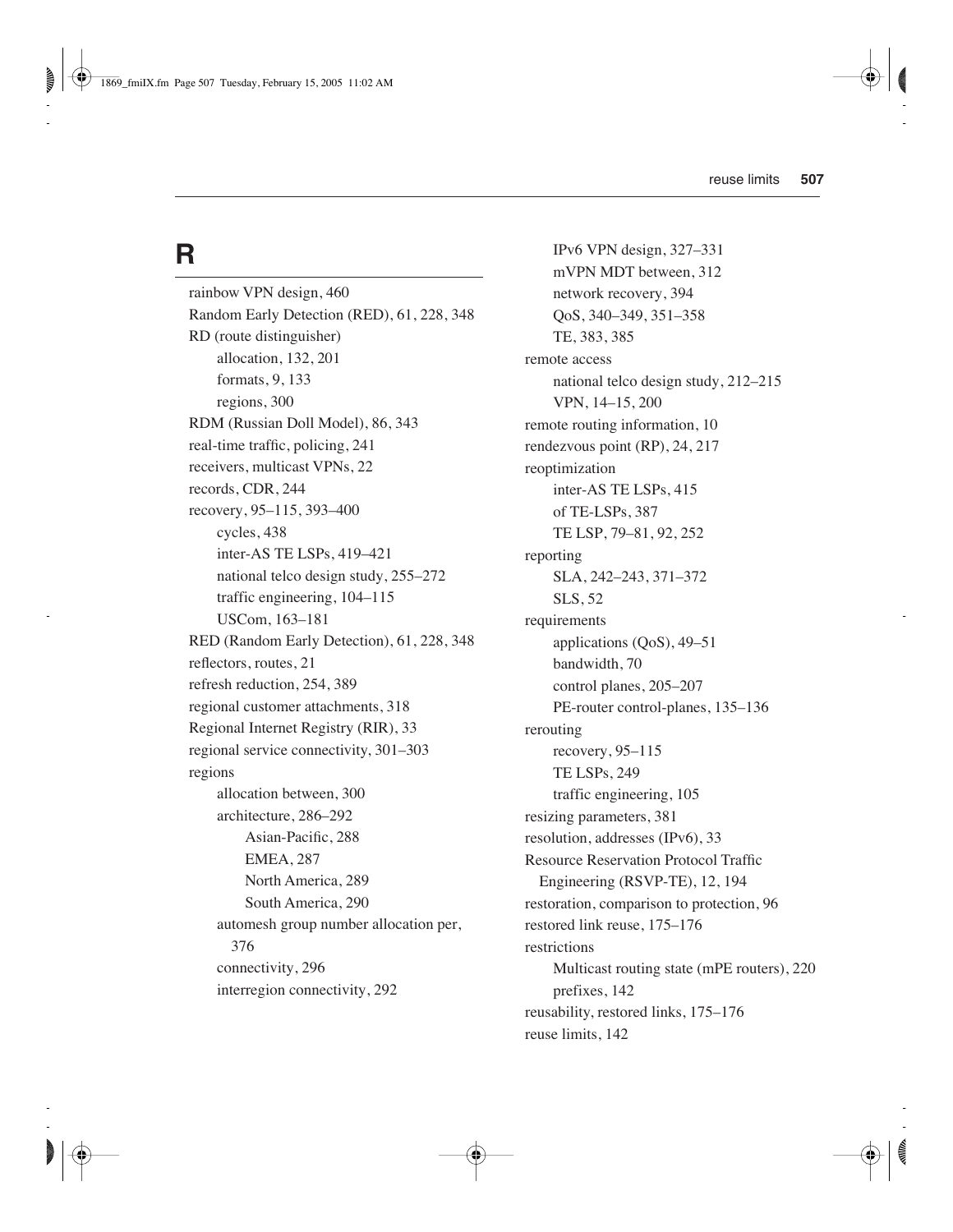# R

rainbow VPN design, 460
Random Early Detection (RED), 61, 228, 348
RD (route distinguisher)
  allocation, 132, 201
  formats, 9, 133
  regions, 300
RDM (Russian Doll Model), 86, 343
real-time traffic, policing, 241
receivers, multicast VPNs, 22
records, CDR, 244
recovery, 95–115, 393–400
  cycles, 438
  inter-AS TE LSPs, 419–421
  national telco design study, 255–272
  traffic engineering, 104–115
  USCom, 163–181
RED (Random Early Detection), 61, 228, 348
reflectors, routes, 21
refresh reduction, 254, 389
regional customer attachments, 318
Regional Internet Registry (RIR), 33
regional service connectivity, 301–303
regions
  allocation between, 300
  architecture, 286–292
    Asian-Pacific, 288
    EMEA, 287
    North America, 289
    South America, 290
  automesh group number allocation per, 376
  connectivity, 296
  interregion connectivity, 292
  IPv6 VPN design, 327–331
  mVPN MDT between, 312
  network recovery, 394
  QoS, 340–349, 351–358
  TE, 383, 385
remote access
  national telco design study, 212–215
  VPN, 14–15, 200
remote routing information, 10
rendezvous point (RP), 24, 217
reoptimization
  inter-AS TE LSPs, 415
  of TE-LSPs, 387
  TE LSP, 79–81, 92, 252
reporting
  SLA, 242–243, 371–372
  SLS, 52
requirements
  applications (QoS), 49–51
  bandwidth, 70
  control planes, 205–207
  PE-router control-planes, 135–136
rerouting
  recovery, 95–115
  TE LSPs, 249
  traffic engineering, 105
resizing parameters, 381
resolution, addresses (IPv6), 33
Resource Reservation Protocol Traffic Engineering (RSVP-TE), 12, 194
restoration, comparison to protection, 96
restored link reuse, 175–176
restrictions
  Multicast routing state (mPE routers), 220
  prefixes, 142
reusability, restored links, 175–176
reuse limits, 142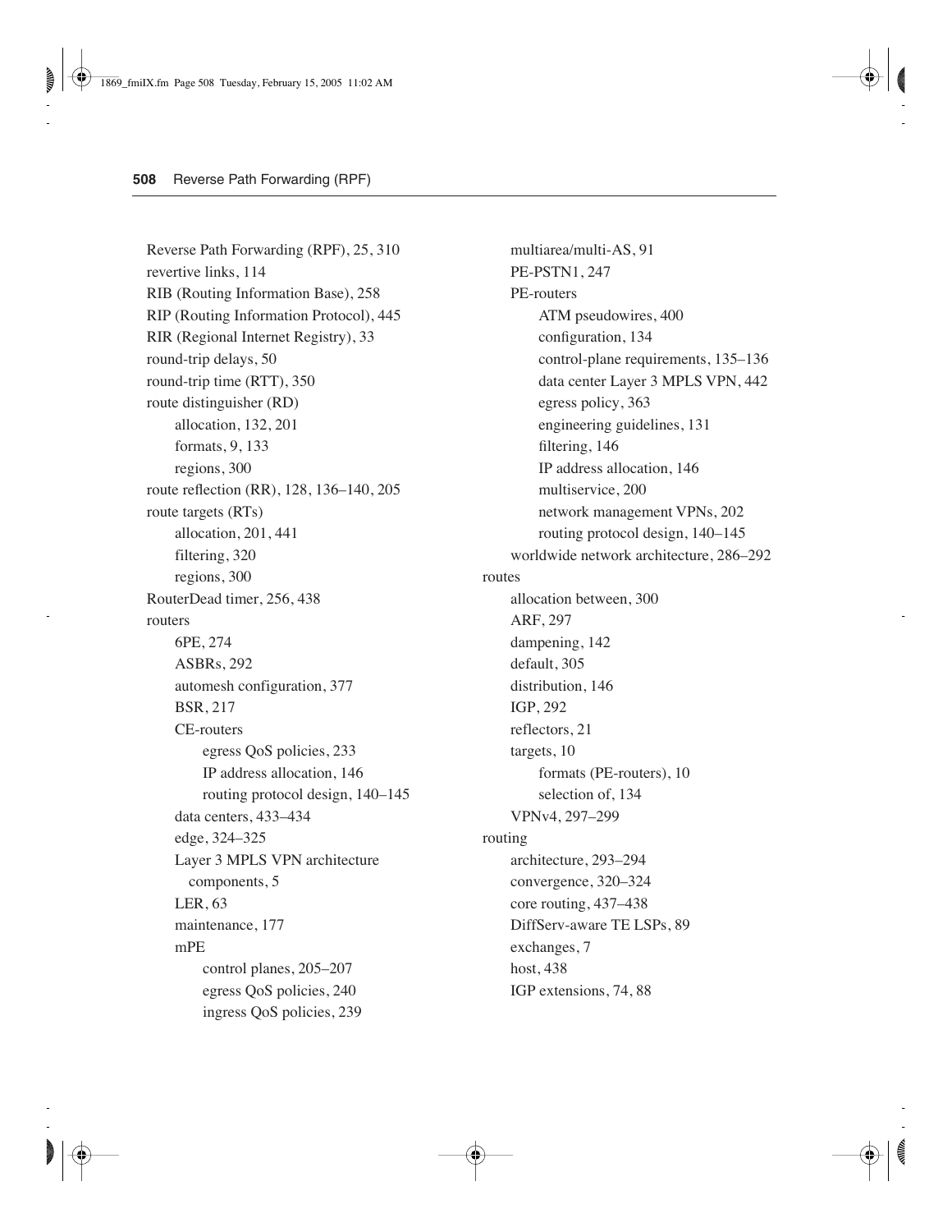Reverse Path Forwarding (RPF), 25, 310
revertive links, 114
RIB (Routing Information Base), 258
RIP (Routing Information Protocol), 445
RIR (Regional Internet Registry), 33
round-trip delays, 50
round-trip time (RTT), 350
route distinguisher (RD)
- allocation, 132, 201
- formats, 9, 133
- regions, 300

route reflection (RR), 128, 136–140, 205
route targets (RTs)
- allocation, 201, 441
- filtering, 320
- regions, 300

RouterDead timer, 256, 438
routers
- 6PE, 274
- ASBRs, 292
- automesh configuration, 377
- BSR, 217
- CE-routers
  - egress QoS policies, 233
  - IP address allocation, 146
  - routing protocol design, 140–145
- data centers, 433–434
- edge, 324–325
- Layer 3 MPLS VPN architecture components, 5
- LER, 63
- maintenance, 177
- mPE
  - control planes, 205–207
  - egress QoS policies, 240
  - ingress QoS policies, 239
- multiarea/multi-AS, 91
- PE-PSTN1, 247
- PE-routers
  - ATM pseudowires, 400
  - configuration, 134
  - control-plane requirements, 135–136
  - data center Layer 3 MPLS VPN, 442
  - egress policy, 363
  - engineering guidelines, 131
  - filtering, 146
  - IP address allocation, 146
  - multiservice, 200
  - network management VPNs, 202
  - routing protocol design, 140–145
- worldwide network architecture, 286–292

routes
- allocation between, 300
- ARF, 297
- dampening, 142
- default, 305
- distribution, 146
- IGP, 292
- reflectors, 21
- targets, 10
  - formats (PE-routers), 10
  - selection of, 134
- VPNv4, 297–299

routing
- architecture, 293–294
- convergence, 320–324
- core routing, 437–438
- DiffServ-aware TE LSPs, 89
- exchanges, 7
- host, 438
- IGP extensions, 74, 88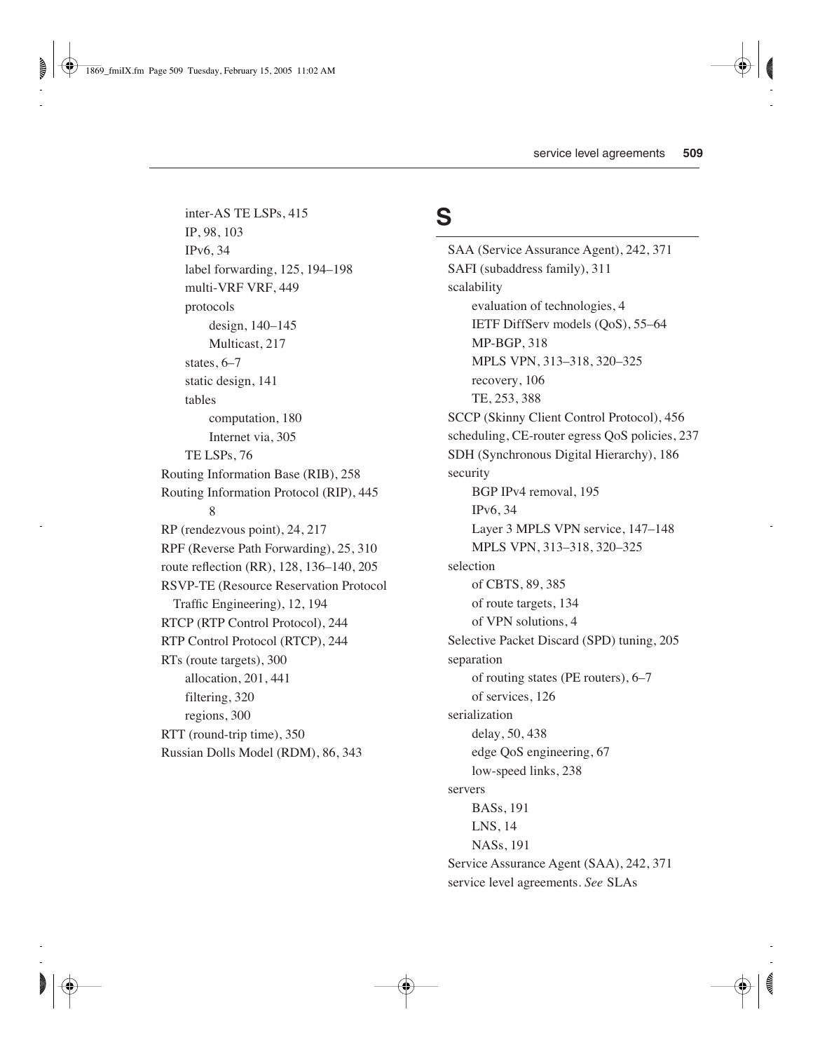inter-AS TE LSPs, 415
IP, 98, 103
IPv6, 34
label forwarding, 125, 194–198
multi-VRF VRF, 449
protocols
design, 140–145
Multicast, 217
states, 6–7
static design, 141
tables
computation, 180
Internet via, 305
TE LSPs, 76
Routing Information Base (RIB), 258
Routing Information Protocol (RIP), 445
8
RP (rendezvous point), 24, 217
RPF (Reverse Path Forwarding), 25, 310
route reflection (RR), 128, 136–140, 205
RSVP-TE (Resource Reservation Protocol Traffic Engineering), 12, 194
RTCP (RTP Control Protocol), 244
RTP Control Protocol (RTCP), 244
RTs (route targets), 300
allocation, 201, 441
filtering, 320
regions, 300
RTT (round-trip time), 350
Russian Dolls Model (RDM), 86, 343

# S

SAA (Service Assurance Agent), 242, 371
SAFI (subaddress family), 311
scalability
evaluation of technologies, 4
IETF DiffServ models (QoS), 55–64
MP-BGP, 318
MPLS VPN, 313–318, 320–325
recovery, 106
TE, 253, 388
SCCP (Skinny Client Control Protocol), 456
scheduling, CE-router egress QoS policies, 237
SDH (Synchronous Digital Hierarchy), 186
security
BGP IPv4 removal, 195
IPv6, 34
Layer 3 MPLS VPN service, 147–148
MPLS VPN, 313–318, 320–325
selection
of CBTS, 89, 385
of route targets, 134
of VPN solutions, 4
Selective Packet Discard (SPD) tuning, 205
separation
of routing states (PE routers), 6–7
of services, 126
serialization
delay, 50, 438
edge QoS engineering, 67
low-speed links, 238
servers
BASs, 191
LNS, 14
NASs, 191
Service Assurance Agent (SAA), 242, 371
service level agreements. *See* SLAs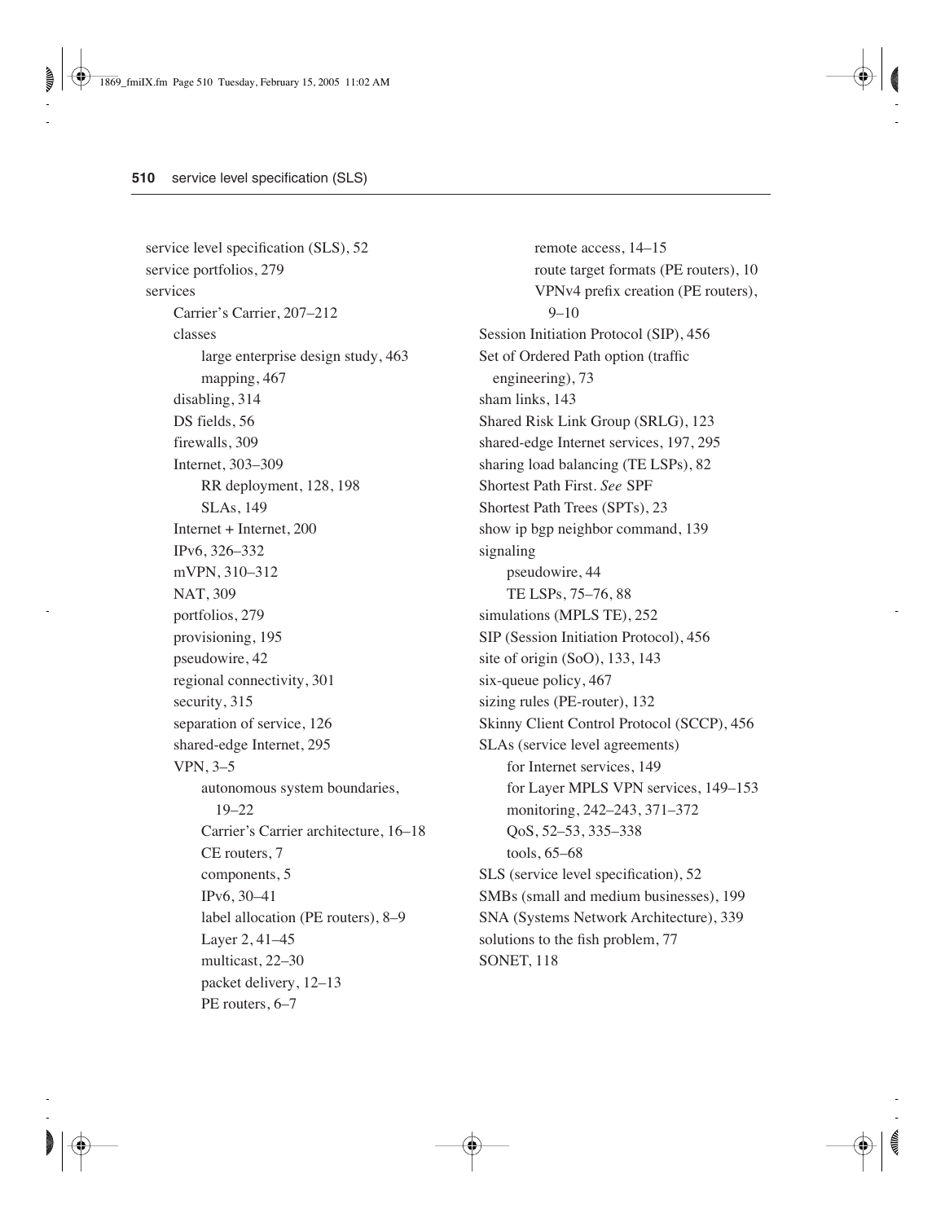service level specification (SLS), 52
service portfolios, 279
services
  - Carrier's Carrier, 207–212
  - classes
    - large enterprise design study, 463
    - mapping, 467
  - disabling, 314
  - DS fields, 56
  - firewalls, 309
  - Internet, 303–309
    - RR deployment, 128, 198
    - SLAs, 149
  - Internet + Internet, 200
  - IPv6, 326–332
  - mVPN, 310–312
  - NAT, 309
  - portfolios, 279
  - provisioning, 195
  - pseudowire, 42
  - regional connectivity, 301
  - security, 315
  - separation of service, 126
  - shared-edge Internet, 295
  - VPN, 3–5
    - autonomous system boundaries, 19–22
    - Carrier's Carrier architecture, 16–18
    - CE routers, 7
    - components, 5
    - IPv6, 30–41
    - label allocation (PE routers), 8–9
    - Layer 2, 41–45
    - multicast, 22–30
    - packet delivery, 12–13
    - PE routers, 6–7
    - remote access, 14–15
    - route target formats (PE routers), 10
    - VPNv4 prefix creation (PE routers), 9–10

Session Initiation Protocol (SIP), 456
Set of Ordered Path option (traffic engineering), 73
sham links, 143
Shared Risk Link Group (SRLG), 123
shared-edge Internet services, 197, 295
sharing load balancing (TE LSPs), 82
Shortest Path First. *See* SPF
Shortest Path Trees (SPTs), 23
show ip bgp neighbor command, 139
signaling
  - pseudowire, 44
  - TE LSPs, 75–76, 88

simulations (MPLS TE), 252
SIP (Session Initiation Protocol), 456
site of origin (SoO), 133, 143
six-queue policy, 467
sizing rules (PE-router), 132
Skinny Client Control Protocol (SCCP), 456
SLAs (service level agreements)
  - for Internet services, 149
  - for Layer MPLS VPN services, 149–153
  - monitoring, 242–243, 371–372
  - QoS, 52–53, 335–338
  - tools, 65–68

SLS (service level specification), 52
SMBs (small and medium businesses), 199
SNA (Systems Network Architecture), 339
solutions to the fish problem, 77
SONET, 118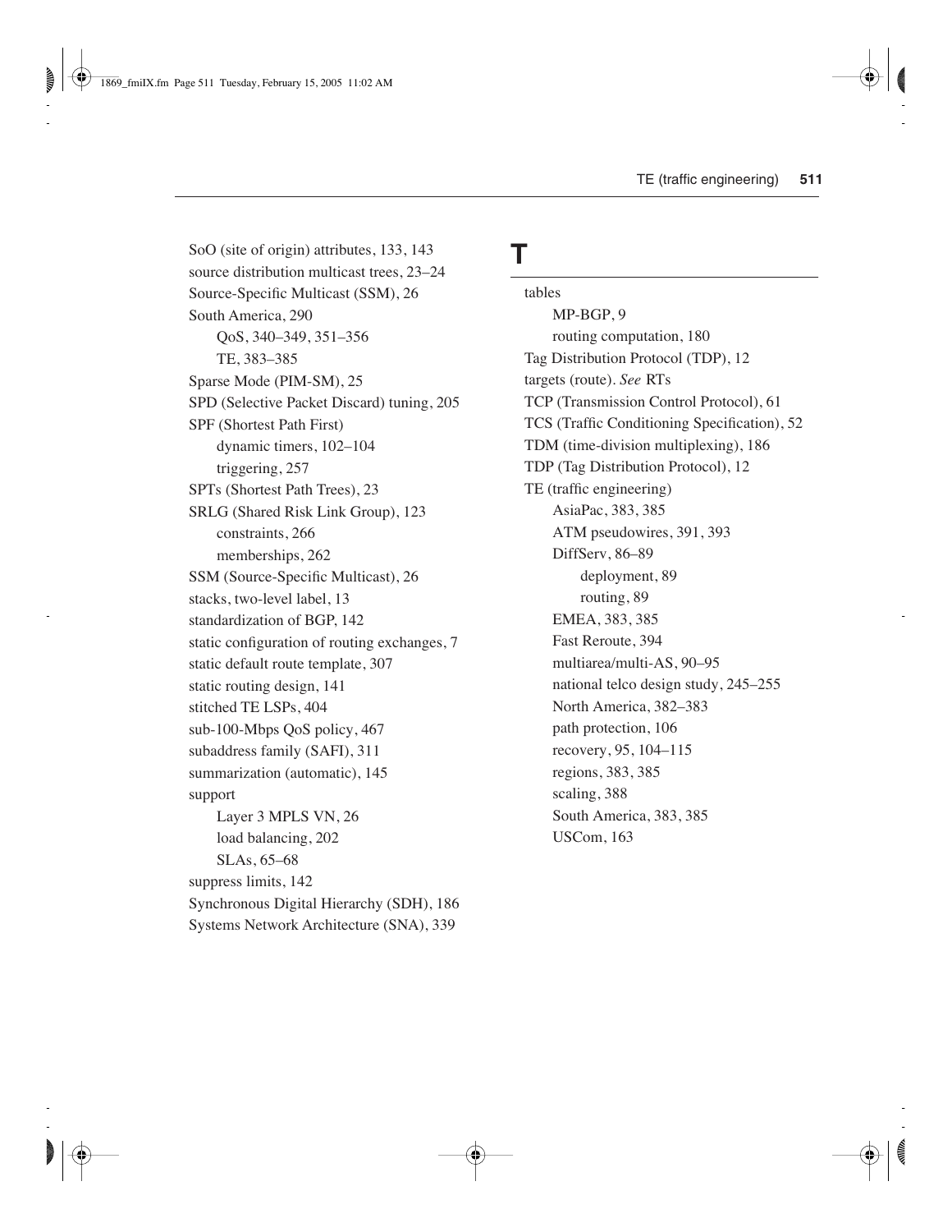SoO (site of origin) attributes, 133, 143
source distribution multicast trees, 23–24
Source-Specific Multicast (SSM), 26
South America, 290
- QoS, 340–349, 351–356
- TE, 383–385

Sparse Mode (PIM-SM), 25
SPD (Selective Packet Discard) tuning, 205
SPF (Shortest Path First)
- dynamic timers, 102–104
- triggering, 257

SPTs (Shortest Path Trees), 23
SRLG (Shared Risk Link Group), 123
- constraints, 266
- memberships, 262

SSM (Source-Specific Multicast), 26
stacks, two-level label, 13
standardization of BGP, 142
static configuration of routing exchanges, 7
static default route template, 307
static routing design, 141
stitched TE LSPs, 404
sub-100-Mbps QoS policy, 467
subaddress family (SAFI), 311
summarization (automatic), 145
support
- Layer 3 MPLS VN, 26
- load balancing, 202
- SLAs, 65–68

suppress limits, 142
Synchronous Digital Hierarchy (SDH), 186
Systems Network Architecture (SNA), 339

# T

tables
- MP-BGP, 9
- routing computation, 180

Tag Distribution Protocol (TDP), 12
targets (route). *See* RTs
TCP (Transmission Control Protocol), 61
TCS (Traffic Conditioning Specification), 52
TDM (time-division multiplexing), 186
TDP (Tag Distribution Protocol), 12
TE (traffic engineering)
- AsiaPac, 383, 385
- ATM pseudowires, 391, 393
- DiffServ, 86–89
  - deployment, 89
  - routing, 89
- EMEA, 383, 385
- Fast Reroute, 394
- multiarea/multi-AS, 90–95
- national telco design study, 245–255
- North America, 382–383
- path protection, 106
- recovery, 95, 104–115
- regions, 383, 385
- scaling, 388
- South America, 383, 385
- USCom, 163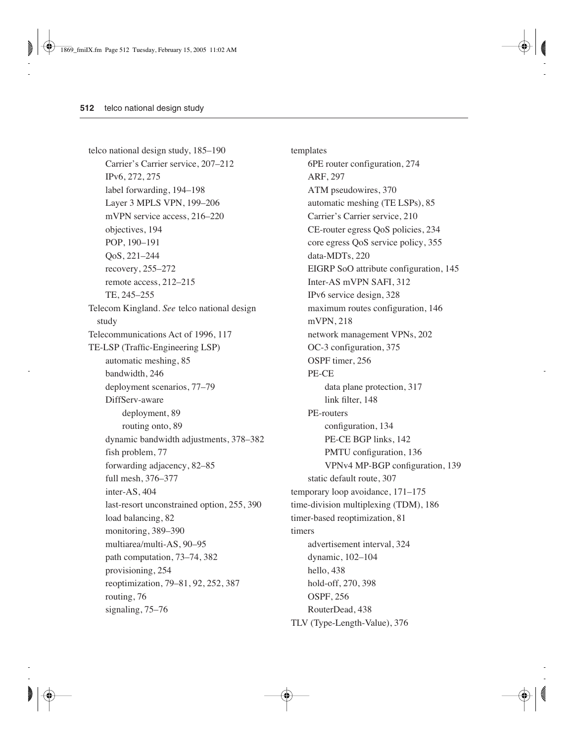telco national design study, 185–190
- Carrier's Carrier service, 207–212
- IPv6, 272, 275
- label forwarding, 194–198
- Layer 3 MPLS VPN, 199–206
- mVPN service access, 216–220
- objectives, 194
- POP, 190–191
- QoS, 221–244
- recovery, 255–272
- remote access, 212–215
- TE, 245–255

Telecom Kingland. *See* telco national design study

Telecommunications Act of 1996, 117

TE-LSP (Traffic-Engineering LSP)
- automatic meshing, 85
- bandwidth, 246
- deployment scenarios, 77–79
- DiffServ-aware
  - deployment, 89
  - routing onto, 89
- dynamic bandwidth adjustments, 378–382
- fish problem, 77
- forwarding adjacency, 82–85
- full mesh, 376–377
- inter-AS, 404
- last-resort unconstrained option, 255, 390
- load balancing, 82
- monitoring, 389–390
- multiarea/multi-AS, 90–95
- path computation, 73–74, 382
- provisioning, 254
- reoptimization, 79–81, 92, 252, 387
- routing, 76
- signaling, 75–76

templates
- 6PE router configuration, 274
- ARF, 297
- ATM pseudowires, 370
- automatic meshing (TE LSPs), 85
- Carrier's Carrier service, 210
- CE-router egress QoS policies, 234
- core egress QoS service policy, 355
- data-MDTs, 220
- EIGRP SoO attribute configuration, 145
- Inter-AS mVPN SAFI, 312
- IPv6 service design, 328
- maximum routes configuration, 146
- mVPN, 218
- network management VPNs, 202
- OC-3 configuration, 375
- OSPF timer, 256
- PE-CE
  - data plane protection, 317
  - link filter, 148
- PE-routers
  - configuration, 134
  - PE-CE BGP links, 142
  - PMTU configuration, 136
  - VPNv4 MP-BGP configuration, 139
- static default route, 307

temporary loop avoidance, 171–175

time-division multiplexing (TDM), 186

timer-based reoptimization, 81

timers
- advertisement interval, 324
- dynamic, 102–104
- hello, 438
- hold-off, 270, 398
- OSPF, 256
- RouterDead, 438

TLV (Type-Length-Value), 376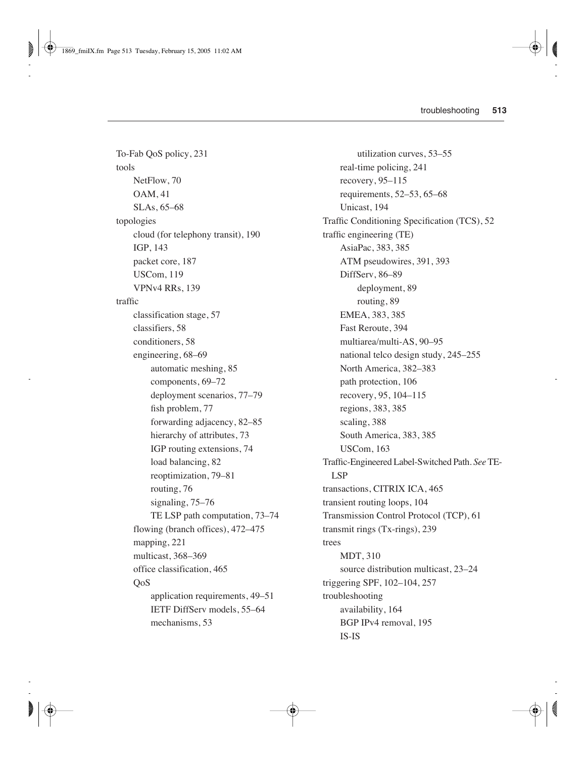To-Fab QoS policy, 231
tools
  NetFlow, 70
  OAM, 41
  SLAs, 65–68
topologies
  cloud (for telephony transit), 190
  IGP, 143
  packet core, 187
  USCom, 119
  VPNv4 RRs, 139
traffic
  classification stage, 57
  classifiers, 58
  conditioners, 58
  engineering, 68–69
    automatic meshing, 85
    components, 69–72
    deployment scenarios, 77–79
    fish problem, 77
    forwarding adjacency, 82–85
    hierarchy of attributes, 73
    IGP routing extensions, 74
    load balancing, 82
    reoptimization, 79–81
    routing, 76
    signaling, 75–76
    TE LSP path computation, 73–74
  flowing (branch offices), 472–475
  mapping, 221
  multicast, 368–369
  office classification, 465
  QoS
    application requirements, 49–51
    IETF DiffServ models, 55–64
    mechanisms, 53
    utilization curves, 53–55
  real-time policing, 241
  recovery, 95–115
  requirements, 52–53, 65–68
  Unicast, 194
Traffic Conditioning Specification (TCS), 52
traffic engineering (TE)
  AsiaPac, 383, 385
  ATM pseudowires, 391, 393
  DiffServ, 86–89
    deployment, 89
    routing, 89
  EMEA, 383, 385
  Fast Reroute, 394
  multiarea/multi-AS, 90–95
  national telco design study, 245–255
  North America, 382–383
  path protection, 106
  recovery, 95, 104–115
  regions, 383, 385
  scaling, 388
  South America, 383, 385
  USCom, 163
Traffic-Engineered Label-Switched Path. *See* TE-LSP
transactions, CITRIX ICA, 465
transient routing loops, 104
Transmission Control Protocol (TCP), 61
transmit rings (Tx-rings), 239
trees
  MDT, 310
  source distribution multicast, 23–24
triggering SPF, 102–104, 257
troubleshooting
  availability, 164
  BGP IPv4 removal, 195
  IS-IS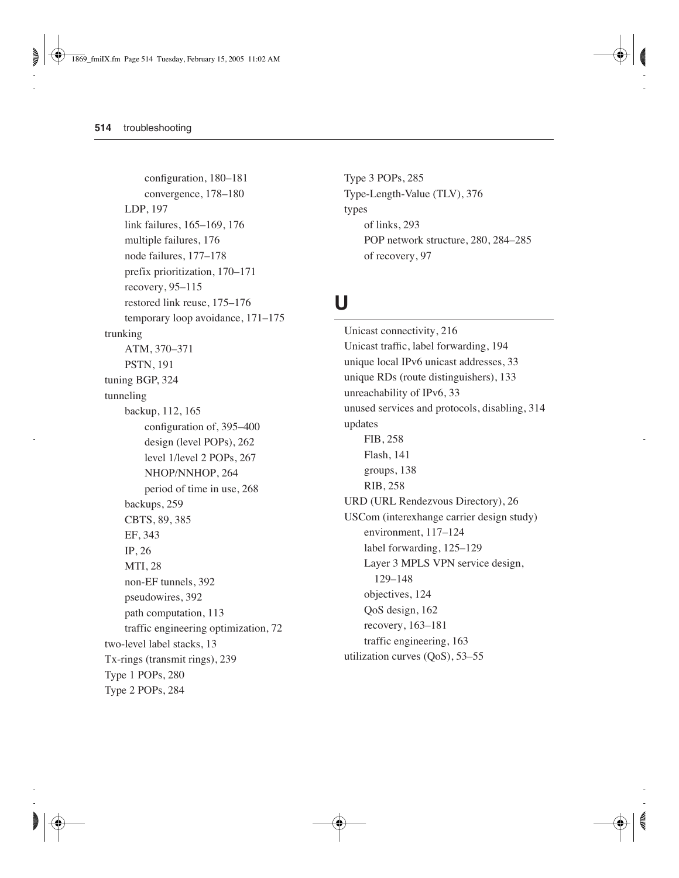configuration, 180–181
convergence, 178–180
LDP, 197
link failures, 165–169, 176
multiple failures, 176
node failures, 177–178
prefix prioritization, 170–171
recovery, 95–115
restored link reuse, 175–176
temporary loop avoidance, 171–175

trunking
ATM, 370–371
PSTN, 191

tuning BGP, 324

tunneling
backup, 112, 165
configuration of, 395–400
design (level POPs), 262
level 1/level 2 POPs, 267
NHOP/NNHOP, 264
period of time in use, 268
backups, 259
CBTS, 89, 385
EF, 343
IP, 26
MTI, 28
non-EF tunnels, 392
pseudowires, 392
path computation, 113
traffic engineering optimization, 72

two-level label stacks, 13

Tx-rings (transmit rings), 239

Type 1 POPs, 280

Type 2 POPs, 284

Type 3 POPs, 285

Type-Length-Value (TLV), 376

types
of links, 293
POP network structure, 280, 284–285
of recovery, 97

## U

Unicast connectivity, 216

Unicast traffic, label forwarding, 194

unique local IPv6 unicast addresses, 33

unique RDs (route distinguishers), 133

unreachability of IPv6, 33

unused services and protocols, disabling, 314

updates
FIB, 258
Flash, 141
groups, 138
RIB, 258

URD (URL Rendezvous Directory), 26

USCom (interexhange carrier design study)
environment, 117–124
label forwarding, 125–129
Layer 3 MPLS VPN service design, 129–148
objectives, 124
QoS design, 162
recovery, 163–181
traffic engineering, 163

utilization curves (QoS), 53–55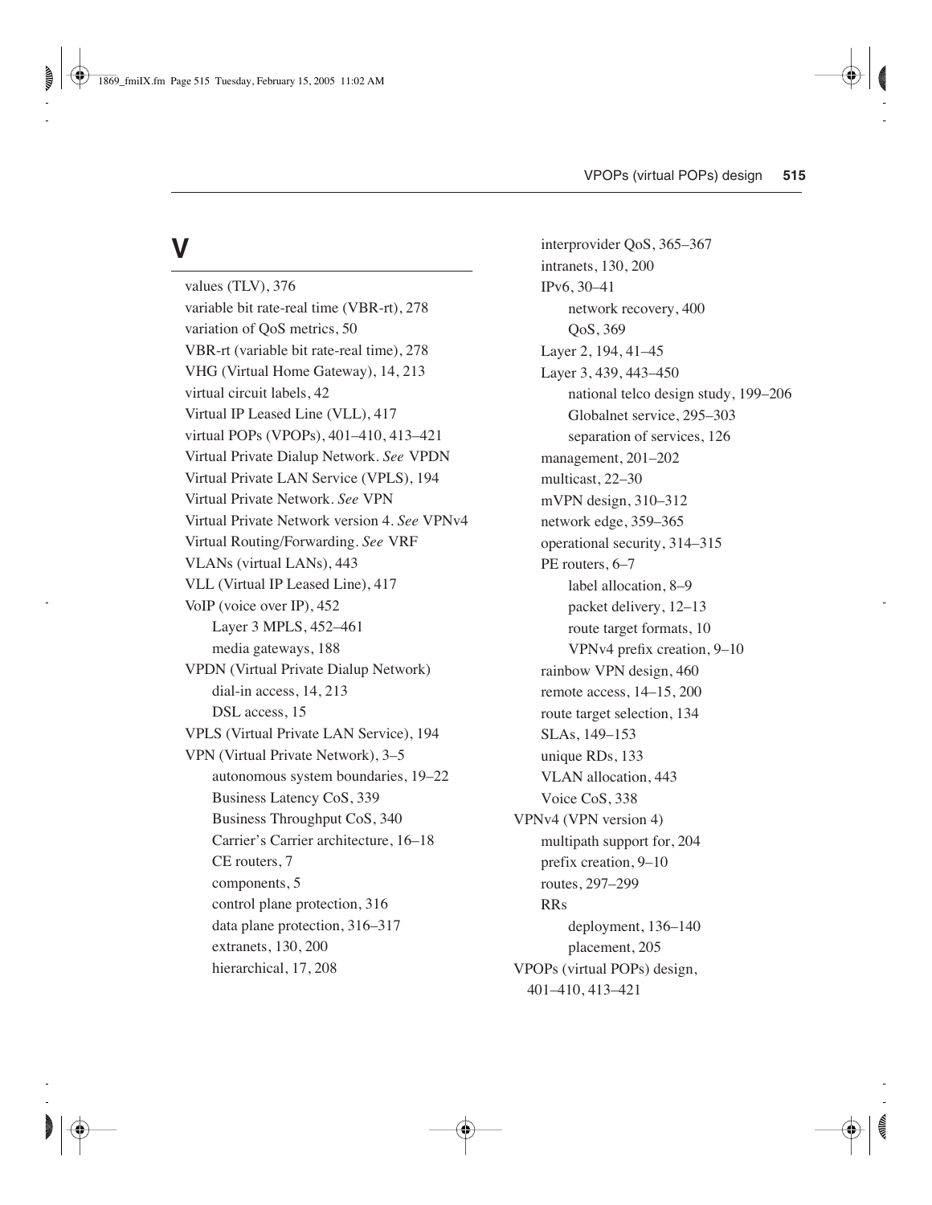## V

values (TLV), 376
variable bit rate-real time (VBR-rt), 278
variation of QoS metrics, 50
VBR-rt (variable bit rate-real time), 278
VHG (Virtual Home Gateway), 14, 213
virtual circuit labels, 42
Virtual IP Leased Line (VLL), 417
virtual POPs (VPOPs), 401–410, 413–421
Virtual Private Dialup Network. *See* VPDN
Virtual Private LAN Service (VPLS), 194
Virtual Private Network. *See* VPN
Virtual Private Network version 4. *See* VPNv4
Virtual Routing/Forwarding. *See* VRF
VLANs (virtual LANs), 443
VLL (Virtual IP Leased Line), 417
VoIP (voice over IP), 452
- Layer 3 MPLS, 452–461
- media gateways, 188

VPDN (Virtual Private Dialup Network)
- dial-in access, 14, 213
- DSL access, 15

VPLS (Virtual Private LAN Service), 194
VPN (Virtual Private Network), 3–5
- autonomous system boundaries, 19–22
- Business Latency CoS, 339
- Business Throughput CoS, 340
- Carrier's Carrier architecture, 16–18
- CE routers, 7
- components, 5
- control plane protection, 316
- data plane protection, 316–317
- extranets, 130, 200
- hierarchical, 17, 208
- interprovider QoS, 365–367
- intranets, 130, 200
- IPv6, 30–41
  - network recovery, 400
  - QoS, 369
- Layer 2, 194, 41–45
- Layer 3, 439, 443–450
  - national telco design study, 199–206
  - Globalnet service, 295–303
  - separation of services, 126
- management, 201–202
- multicast, 22–30
- mVPN design, 310–312
- network edge, 359–365
- operational security, 314–315
- PE routers, 6–7
  - label allocation, 8–9
  - packet delivery, 12–13
  - route target formats, 10
  - VPNv4 prefix creation, 9–10
- rainbow VPN design, 460
- remote access, 14–15, 200
- route target selection, 134
- SLAs, 149–153
- unique RDs, 133
- VLAN allocation, 443
- Voice CoS, 338

VPNv4 (VPN version 4)
- multipath support for, 204
- prefix creation, 9–10
- routes, 297–299
- RRs
  - deployment, 136–140
  - placement, 205

VPOPs (virtual POPs) design, 401–410, 413–421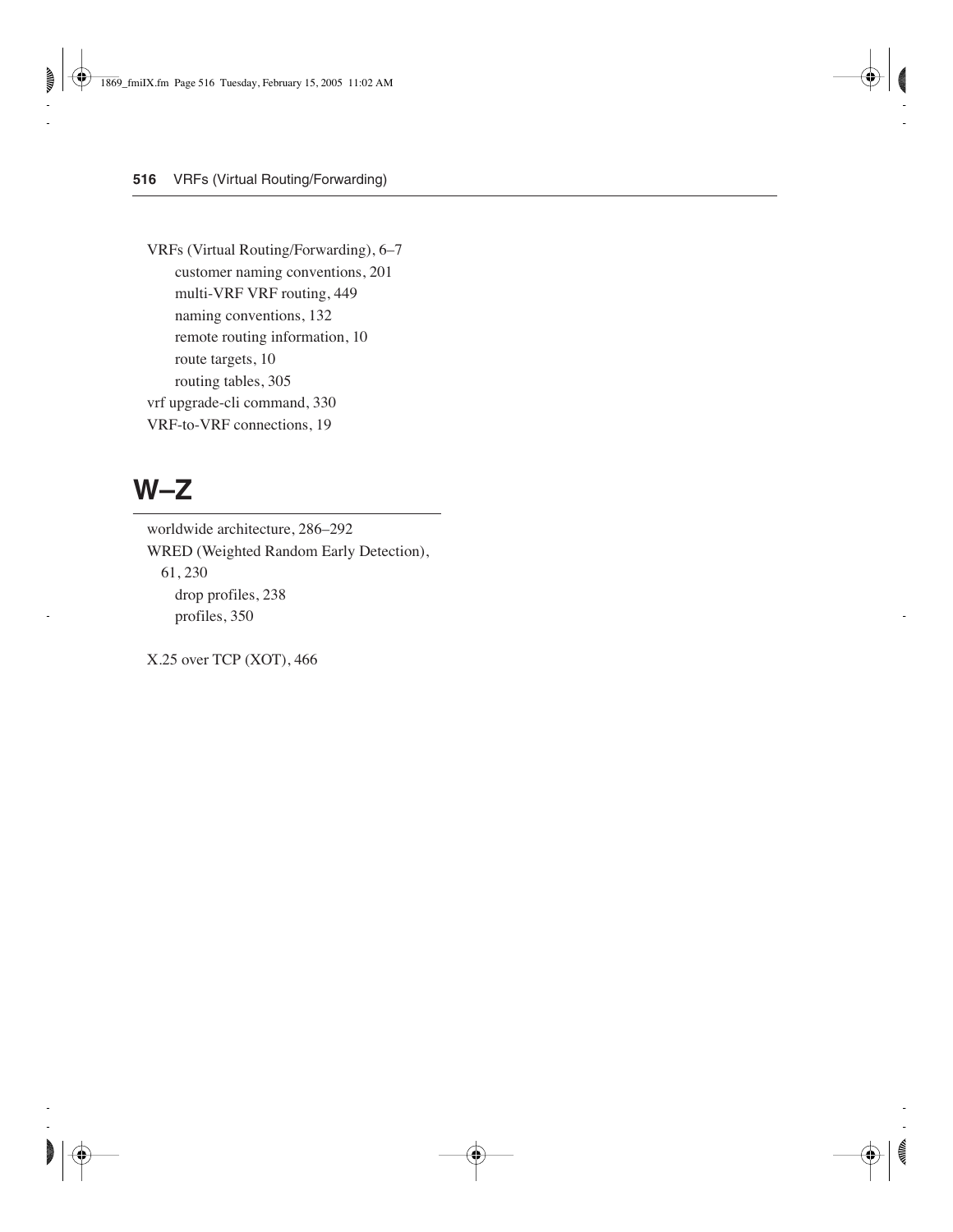VRFs (Virtual Routing/Forwarding), 6–7
- customer naming conventions, 201
- multi-VRF VRF routing, 449
- naming conventions, 132
- remote routing information, 10
- route targets, 10
- routing tables, 305

vrf upgrade-cli command, 330
VRF-to-VRF connections, 19

## W–Z

worldwide architecture, 286–292
WRED (Weighted Random Early Detection), 61, 230
- drop profiles, 238
- profiles, 350

X.25 over TCP (XOT), 466